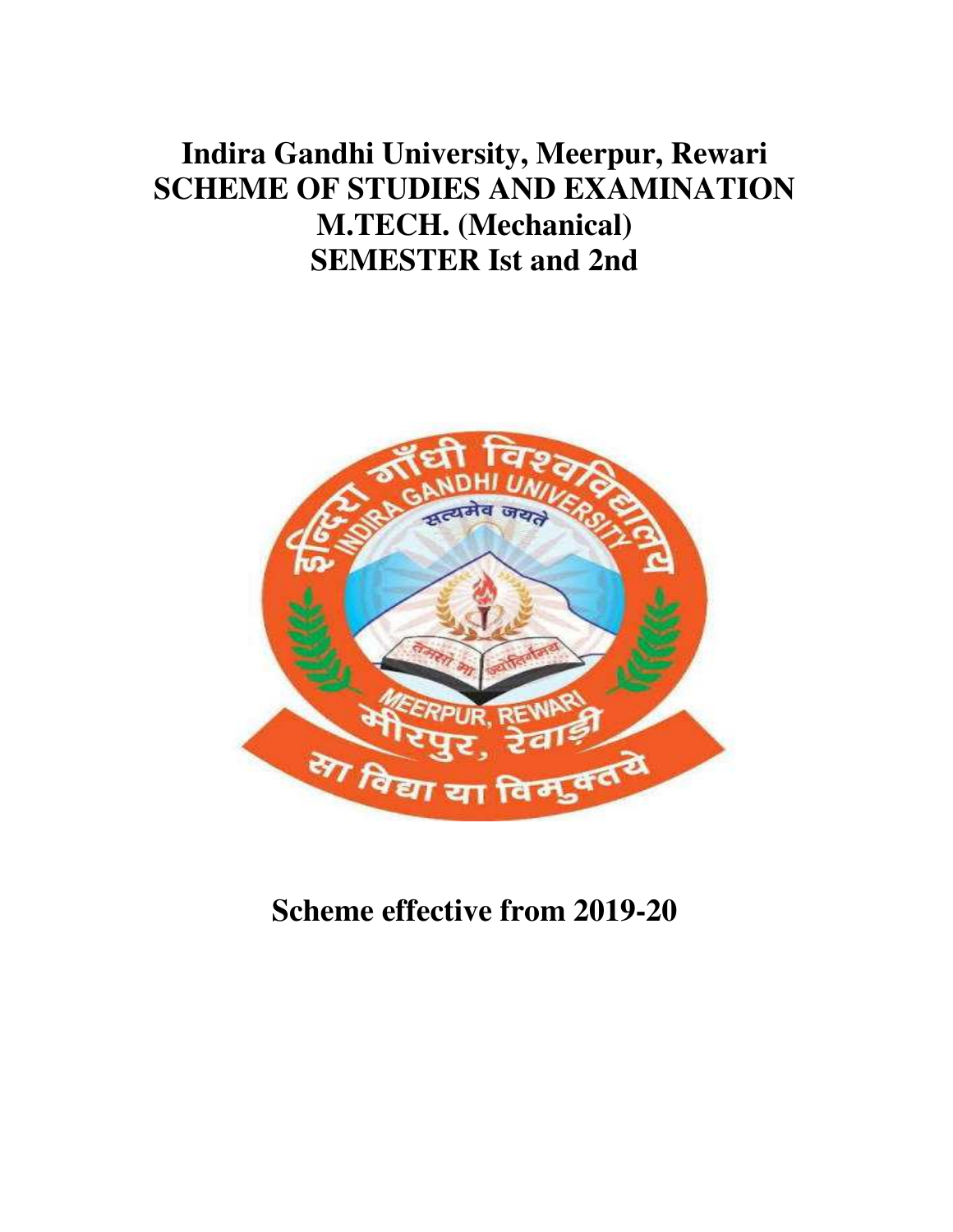# Indira Gandhi University, Meerpur, Rewari
# SCHEME OF STUDIES AND EXAMINATION
# M.TECH. (Mechanical)
# SEMESTER Ist and 2nd

## Scheme effective from 2019-20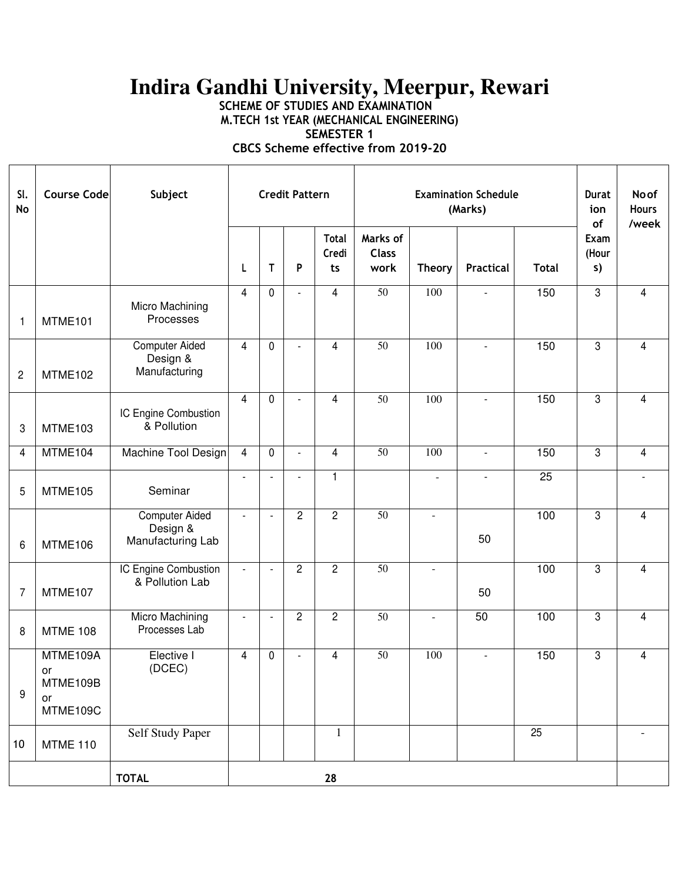# Indira Gandhi University, Meerpur, Rewari

**SCHEME OF STUDIES AND EXAMINATION**
**M.TECH 1st YEAR (MECHANICAL ENGINEERING)**
**SEMESTER 1**
**CBCS Scheme effective from 2019-20**

| Sl. No | Course Code | Subject | Credit Pattern | | | | Examination Schedule (Marks) | | | | Duration of Exam (Hours) | No of Hours /week |
|---|---|---|---|---|---|---|---|---|---|---|---|---|
| | | | L | T | P | Total Credits | Marks of Class work | Theory | Practical | Total | | |
| 1 | MTME101 | Micro Machining Processes | 4 | 0 | - | 4 | 50 | 100 | - | 150 | 3 | 4 |
| 2 | MTME102 | Computer Aided Design & Manufacturing | 4 | 0 | - | 4 | 50 | 100 | - | 150 | 3 | 4 |
| 3 | MTME103 | IC Engine Combustion & Pollution | 4 | 0 | - | 4 | 50 | 100 | - | 150 | 3 | 4 |
| 4 | MTME104 | Machine Tool Design | 4 | 0 | - | 4 | 50 | 100 | - | 150 | 3 | 4 |
| 5 | MTME105 | Seminar | - | - | - | 1 | | - | - | 25 | | - |
| 6 | MTME106 | Computer Aided Design & Manufacturing Lab | - | - | 2 | 2 | 50 | - | 50 | 100 | 3 | 4 |
| 7 | MTME107 | IC Engine Combustion & Pollution Lab | - | - | 2 | 2 | 50 | - | 50 | 100 | 3 | 4 |
| 8 | MTME 108 | Micro Machining Processes Lab | - | - | 2 | 2 | 50 | - | 50 | 100 | 3 | 4 |
| 9 | MTME109A or MTME109B or MTME109C | Elective I (DCEC) | 4 | 0 | - | 4 | 50 | 100 | - | 150 | 3 | 4 |
| 10 | MTME 110 | Self Study Paper | | | | 1 | | | | 25 | | - |
| | | **TOTAL** | | | | 28 | | | | | | |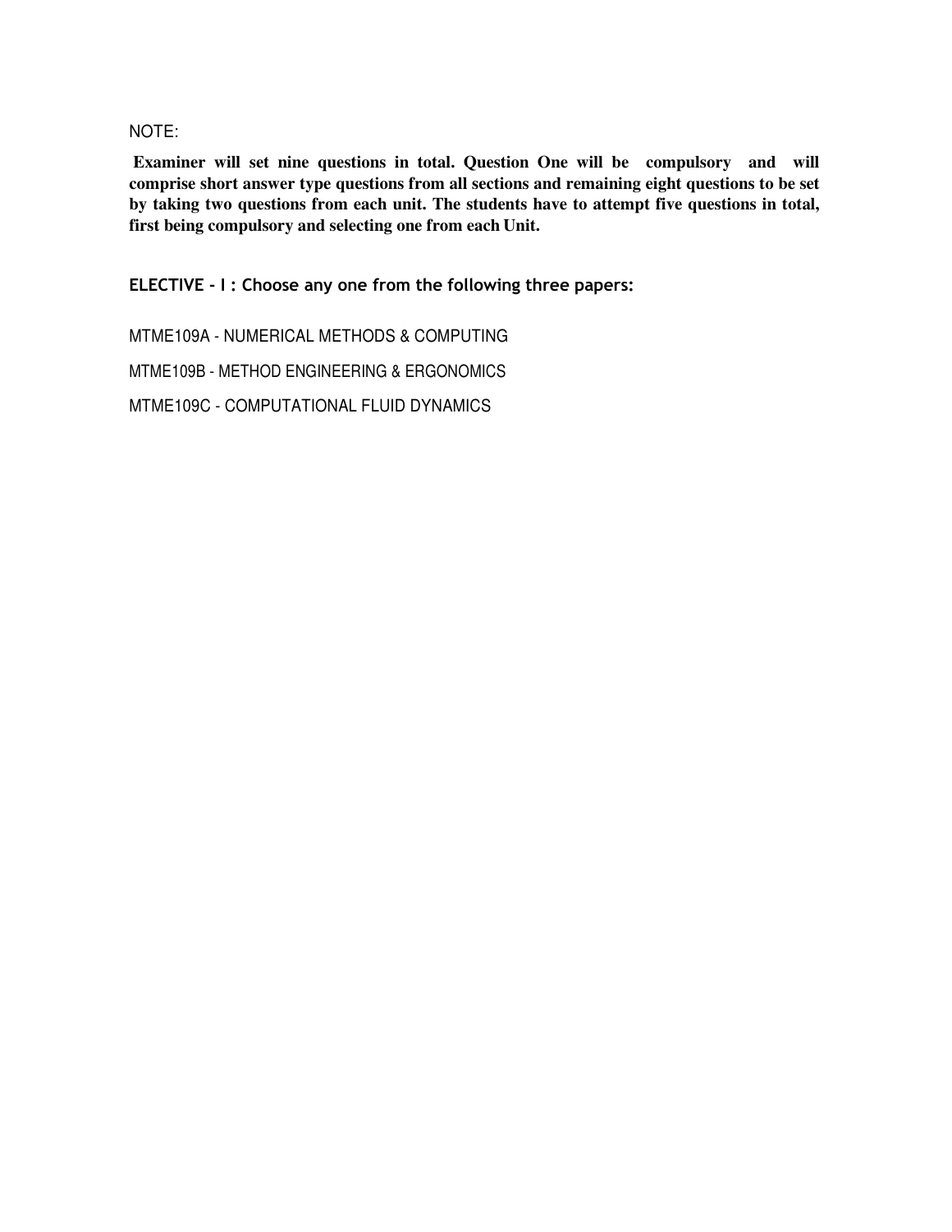NOTE:

**Examiner will set nine questions in total. Question One will be compulsory and will comprise short answer type questions from all sections and remaining eight questions to be set by taking two questions from each unit. The students have to attempt five questions in total, first being compulsory and selecting one from each Unit.**

**ELECTIVE - I : Choose any one from the following three papers:**

MTME109A - NUMERICAL METHODS & COMPUTING

MTME109B - METHOD ENGINEERING & ERGONOMICS

MTME109C - COMPUTATIONAL FLUID DYNAMICS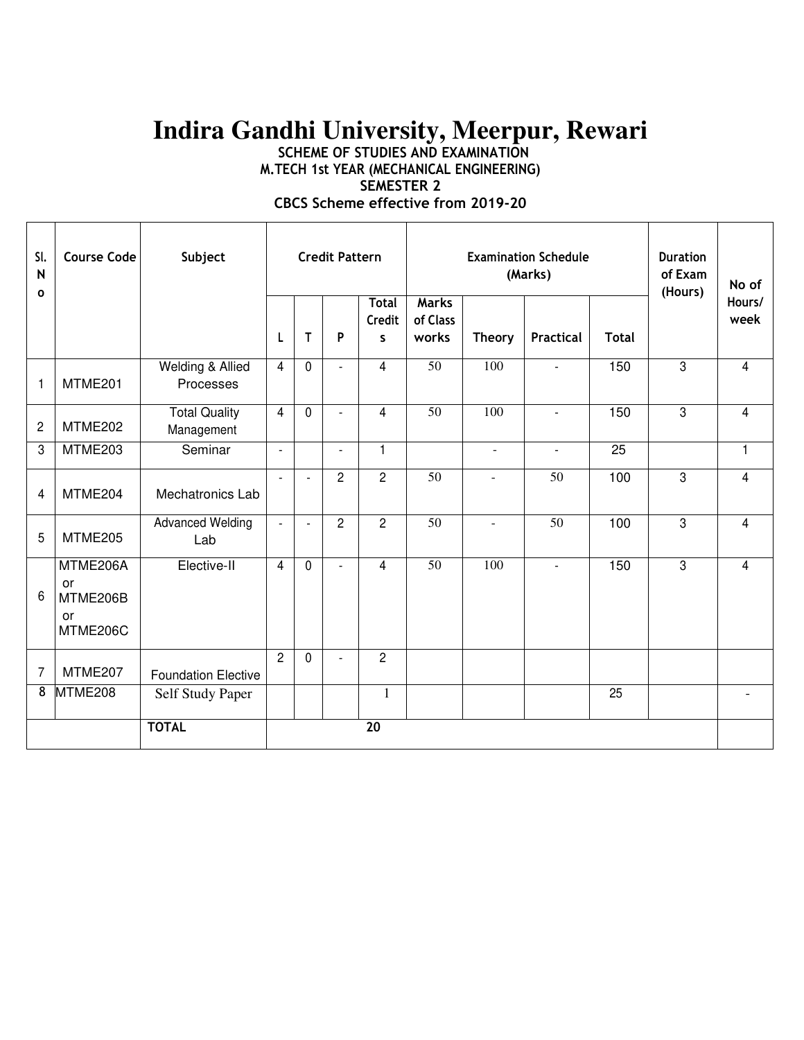# Indira Gandhi University, Meerpur, Rewari

**SCHEME OF STUDIES AND EXAMINATION**
**M.TECH 1st YEAR (MECHANICAL ENGINEERING)**
**SEMESTER 2**
**CBCS Scheme effective from 2019-20**

| Sl. No | Course Code | Subject | Credit Pattern | | | | Examination Schedule (Marks) | | | | Duration of Exam (Hours) | No of Hours/ week |
|---|---|---|---|---|---|---|---|---|---|---|---|---|
| | | | L | T | P | Total Credits | Marks of Class works | Theory | Practical | Total | | |
| 1 | MTME201 | Welding & Allied Processes | 4 | 0 | - | 4 | 50 | 100 | - | 150 | 3 | 4 |
| 2 | MTME202 | Total Quality Management | 4 | 0 | - | 4 | 50 | 100 | - | 150 | 3 | 4 |
| 3 | MTME203 | Seminar | - | | - | 1 | | - | - | 25 | | 1 |
| 4 | MTME204 | Mechatronics Lab | - | - | 2 | 2 | 50 | - | 50 | 100 | 3 | 4 |
| 5 | MTME205 | Advanced Welding Lab | - | - | 2 | 2 | 50 | - | 50 | 100 | 3 | 4 |
| 6 | MTME206A or MTME206B or MTME206C | Elective-II | 4 | 0 | - | 4 | 50 | 100 | - | 150 | 3 | 4 |
| 7 | MTME207 | Foundation Elective | 2 | 0 | - | 2 | | | | | | |
| 8 | MTME208 | Self Study Paper | | | | 1 | | | | 25 | | - |
| | | **TOTAL** | | | | **20** | | | | | | |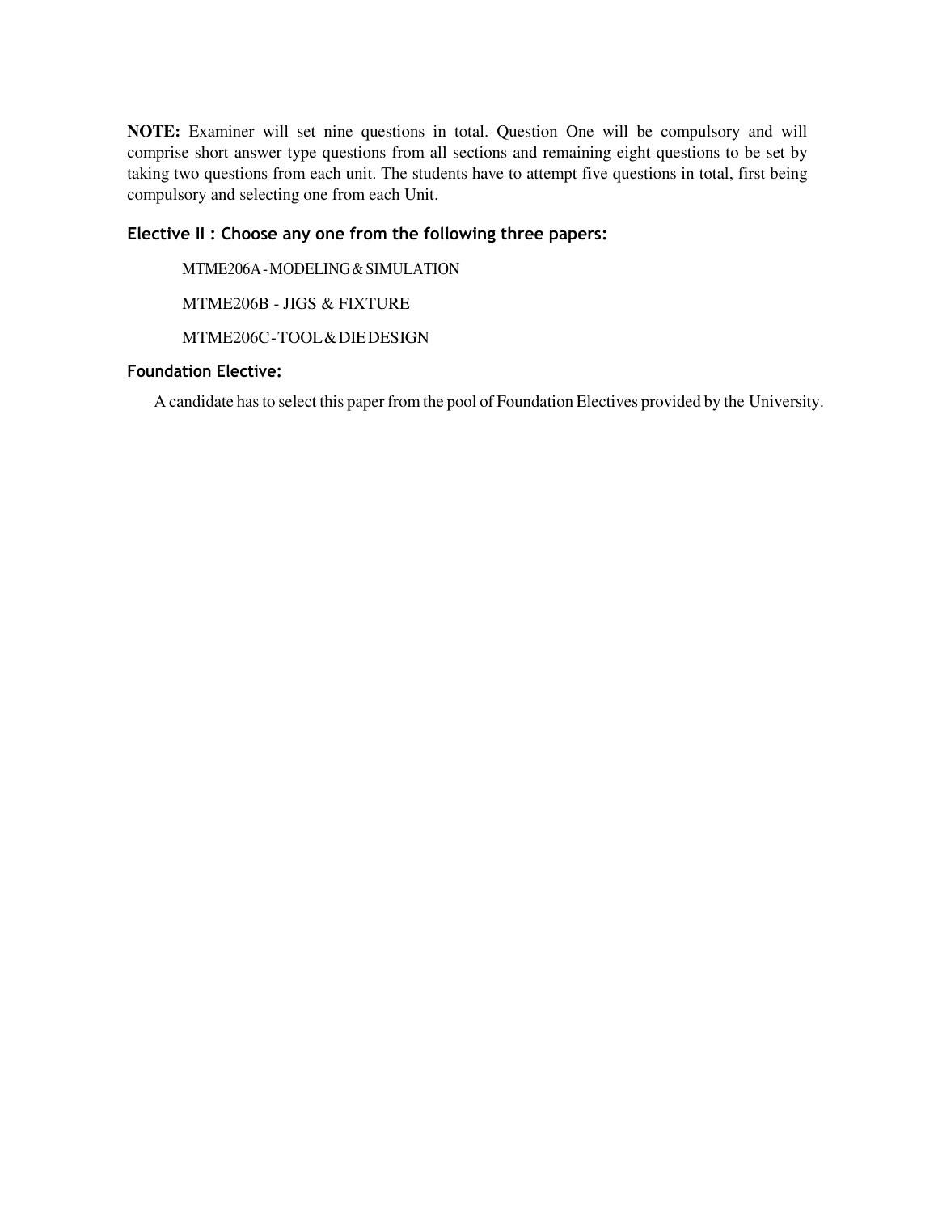**NOTE:** Examiner will set nine questions in total. Question One will be compulsory and will comprise short answer type questions from all sections and remaining eight questions to be set by taking two questions from each unit. The students have to attempt five questions in total, first being compulsory and selecting one from each Unit.

### Elective II : Choose any one from the following three papers:

MTME206A - MODELING & SIMULATION

MTME206B - JIGS & FIXTURE

MTME206C - TOOL & DIE DESIGN

### Foundation Elective:

A candidate has to select this paper from the pool of Foundation Electives provided by the University.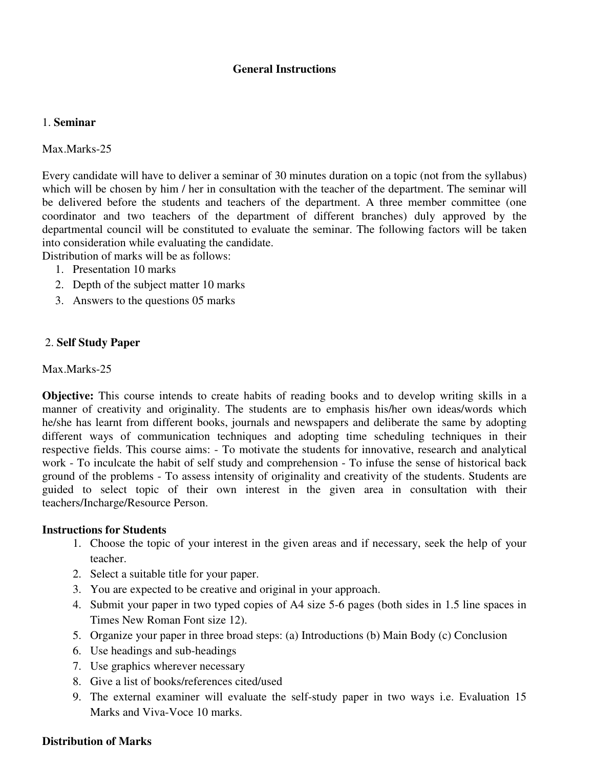# General Instructions

1. **Seminar**

Max.Marks-25

Every candidate will have to deliver a seminar of 30 minutes duration on a topic (not from the syllabus) which will be chosen by him / her in consultation with the teacher of the department. The seminar will be delivered before the students and teachers of the department. A three member committee (one coordinator and two teachers of the department of different branches) duly approved by the departmental council will be constituted to evaluate the seminar. The following factors will be taken into consideration while evaluating the candidate.
Distribution of marks will be as follows:

1. Presentation 10 marks
2. Depth of the subject matter 10 marks
3. Answers to the questions 05 marks

2. **Self Study Paper**

Max.Marks-25

**Objective:** This course intends to create habits of reading books and to develop writing skills in a manner of creativity and originality. The students are to emphasis his/her own ideas/words which he/she has learnt from different books, journals and newspapers and deliberate the same by adopting different ways of communication techniques and adopting time scheduling techniques in their respective fields. This course aims: - To motivate the students for innovative, research and analytical work - To inculcate the habit of self study and comprehension - To infuse the sense of historical back ground of the problems - To assess intensity of originality and creativity of the students. Students are guided to select topic of their own interest in the given area in consultation with their teachers/Incharge/Resource Person.

**Instructions for Students**

1. Choose the topic of your interest in the given areas and if necessary, seek the help of your teacher.
2. Select a suitable title for your paper.
3. You are expected to be creative and original in your approach.
4. Submit your paper in two typed copies of A4 size 5-6 pages (both sides in 1.5 line spaces in Times New Roman Font size 12).
5. Organize your paper in three broad steps: (a) Introductions (b) Main Body (c) Conclusion
6. Use headings and sub-headings
7. Use graphics wherever necessary
8. Give a list of books/references cited/used
9. The external examiner will evaluate the self-study paper in two ways i.e. Evaluation 15 Marks and Viva-Voce 10 marks.

**Distribution of Marks**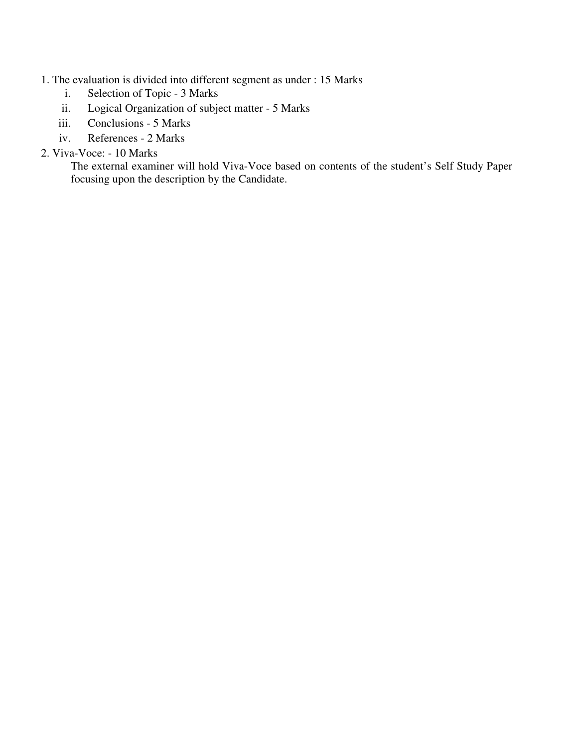1. The evaluation is divided into different segment as under : 15 Marks
    i. Selection of Topic - 3 Marks
    ii. Logical Organization of subject matter - 5 Marks
    iii. Conclusions - 5 Marks
    iv. References - 2 Marks
2. Viva-Voce: - 10 Marks

   The external examiner will hold Viva-Voce based on contents of the student's Self Study Paper focusing upon the description by the Candidate.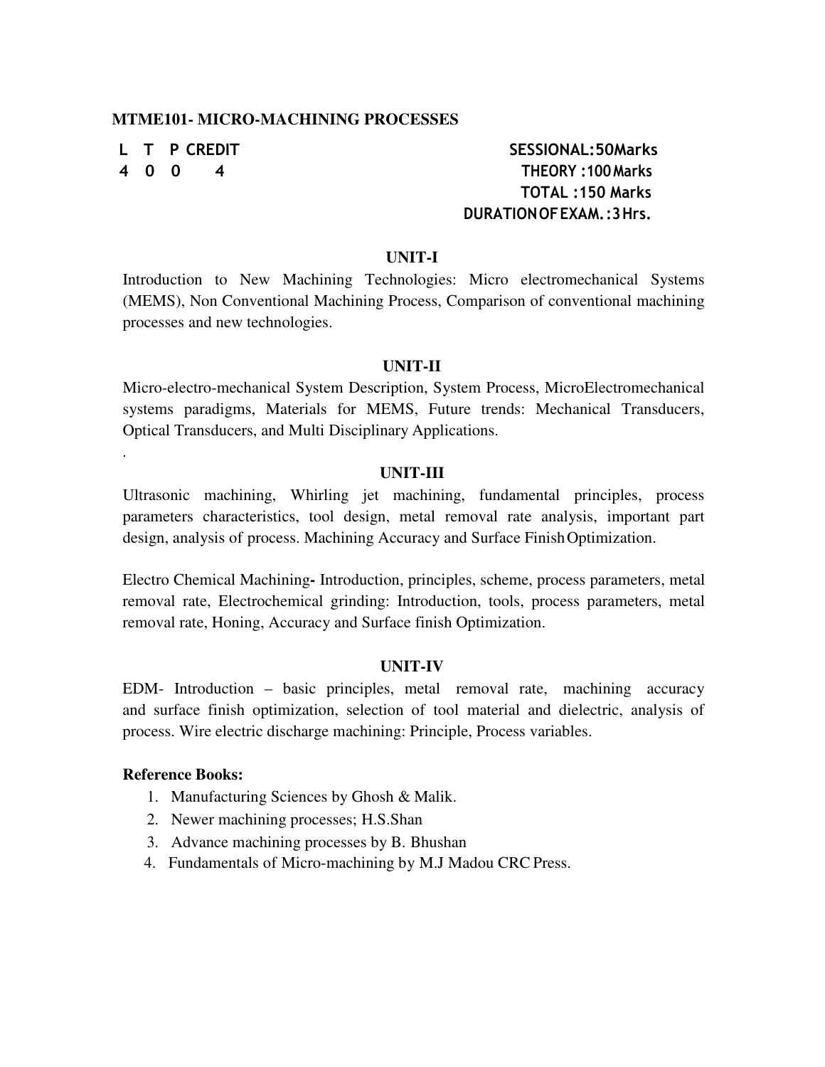## MTME101- MICRO-MACHINING PROCESSES

| L | T | P | CREDIT | |
|---|---|---|---|---|
| 4 | 0 | 0 | 4 | |

**SESSIONAL: 50Marks**
**THEORY : 100 Marks**
**TOTAL : 150 Marks**
**DURATION OF EXAM. : 3 Hrs.**

### UNIT-I

Introduction to New Machining Technologies: Micro electromechanical Systems (MEMS), Non Conventional Machining Process, Comparison of conventional machining processes and new technologies.

### UNIT-II

Micro-electro-mechanical System Description, System Process, MicroElectromechanical systems paradigms, Materials for MEMS, Future trends: Mechanical Transducers, Optical Transducers, and Multi Disciplinary Applications.

.

### UNIT-III

Ultrasonic machining, Whirling jet machining, fundamental principles, process parameters characteristics, tool design, metal removal rate analysis, important part design, analysis of process. Machining Accuracy and Surface Finish Optimization.

Electro Chemical Machining**-** Introduction, principles, scheme, process parameters, metal removal rate, Electrochemical grinding: Introduction, tools, process parameters, metal removal rate, Honing, Accuracy and Surface finish Optimization.

### UNIT-IV

EDM- Introduction – basic principles, metal removal rate, machining accuracy and surface finish optimization, selection of tool material and dielectric, analysis of process. Wire electric discharge machining: Principle, Process variables.

**Reference Books:**

1. Manufacturing Sciences by Ghosh & Malik.
2. Newer machining processes; H.S.Shan
3. Advance machining processes by B. Bhushan
4. Fundamentals of Micro-machining by M.J Madou CRC Press.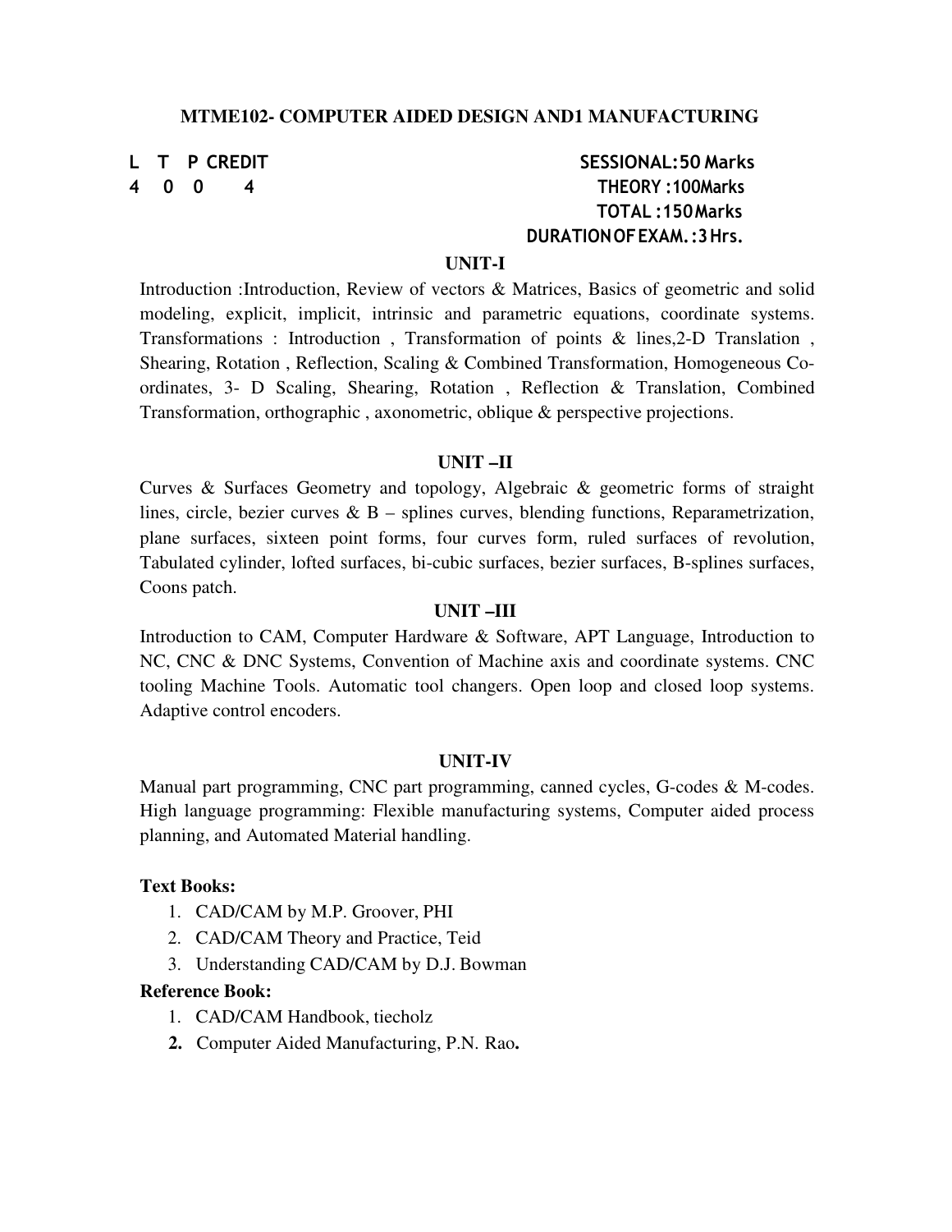## MTME102- COMPUTER AIDED DESIGN AND1 MANUFACTURING

| L | T | P | CREDIT |
|---|---|---|---|
| 4 | 0 | 0 | 4 |

**SESSIONAL:50 Marks**
**THEORY :100Marks**
**TOTAL :150Marks**
**DURATIONOFEXAM.:3Hrs.**

### UNIT-I

Introduction :Introduction, Review of vectors & Matrices, Basics of geometric and solid modeling, explicit, implicit, intrinsic and parametric equations, coordinate systems. Transformations : Introduction , Transformation of points & lines,2-D Translation , Shearing, Rotation , Reflection, Scaling & Combined Transformation, Homogeneous Co-ordinates, 3- D Scaling, Shearing, Rotation , Reflection & Translation, Combined Transformation, orthographic , axonometric, oblique & perspective projections.

### UNIT –II

Curves & Surfaces Geometry and topology, Algebraic & geometric forms of straight lines, circle, bezier curves & B – splines curves, blending functions, Reparametrization, plane surfaces, sixteen point forms, four curves form, ruled surfaces of revolution, Tabulated cylinder, lofted surfaces, bi-cubic surfaces, bezier surfaces, B-splines surfaces, Coons patch.

### UNIT –III

Introduction to CAM, Computer Hardware & Software, APT Language, Introduction to NC, CNC & DNC Systems, Convention of Machine axis and coordinate systems. CNC tooling Machine Tools. Automatic tool changers. Open loop and closed loop systems. Adaptive control encoders.

### UNIT-IV

Manual part programming, CNC part programming, canned cycles, G-codes & M-codes. High language programming: Flexible manufacturing systems, Computer aided process planning, and Automated Material handling.

**Text Books:**

1. CAD/CAM by M.P. Groover, PHI
2. CAD/CAM Theory and Practice, Teid
3. Understanding CAD/CAM by D.J. Bowman

**Reference Book:**

1. CAD/CAM Handbook, tiecholz
2. Computer Aided Manufacturing, P.N. Rao.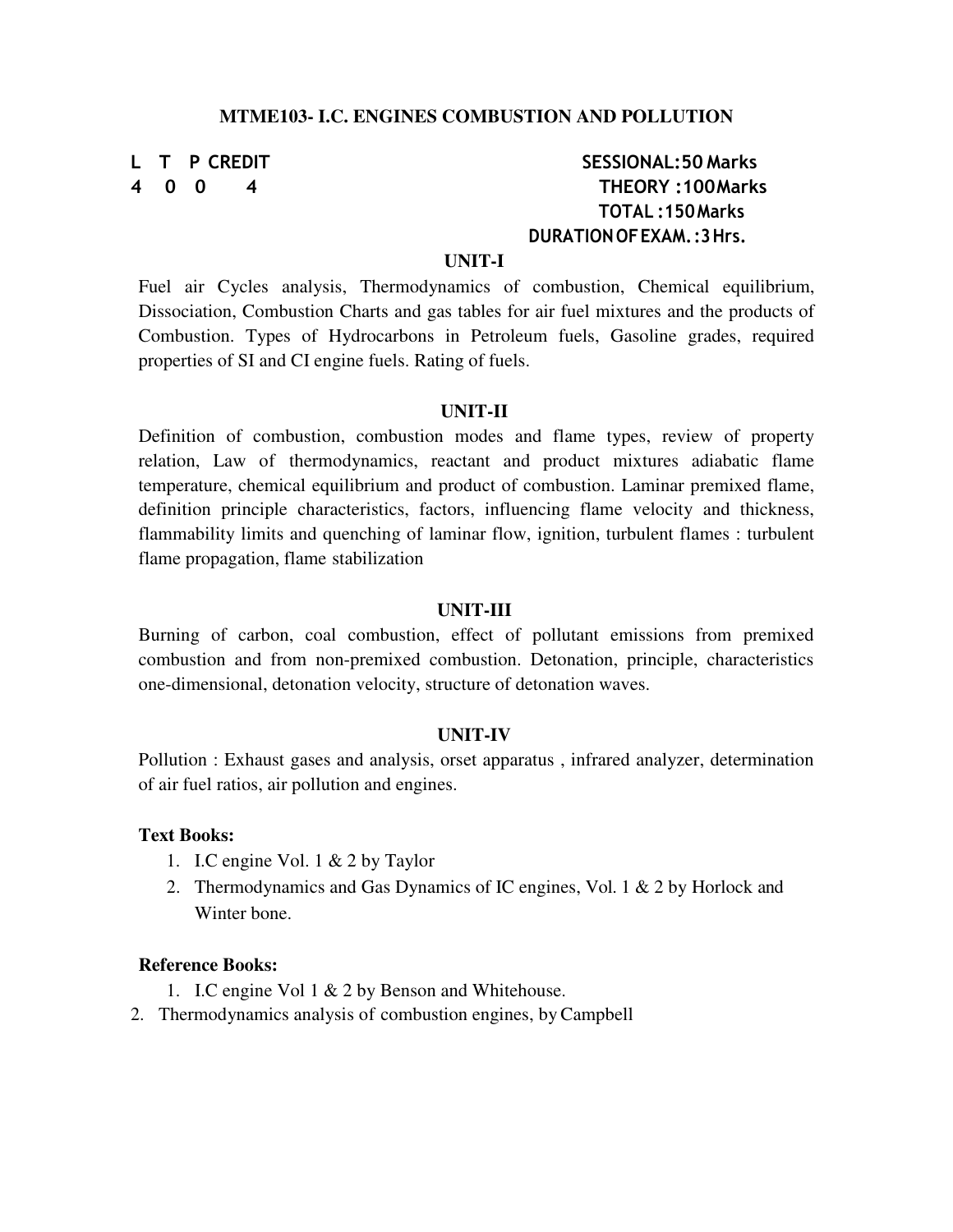## MTME103- I.C. ENGINES COMBUSTION AND POLLUTION

| L | T | P | CREDIT | |
|---|---|---|---|---|
| 4 | 0 | 0 | 4 | SESSIONAL: 50 Marks |
| | | | | THEORY : 100 Marks |
| | | | | TOTAL : 150 Marks |
| | | | | DURATION OF EXAM. : 3 Hrs. |

### UNIT-I

Fuel air Cycles analysis, Thermodynamics of combustion, Chemical equilibrium, Dissociation, Combustion Charts and gas tables for air fuel mixtures and the products of Combustion. Types of Hydrocarbons in Petroleum fuels, Gasoline grades, required properties of SI and CI engine fuels. Rating of fuels.

### UNIT-II

Definition of combustion, combustion modes and flame types, review of property relation, Law of thermodynamics, reactant and product mixtures adiabatic flame temperature, chemical equilibrium and product of combustion. Laminar premixed flame, definition principle characteristics, factors, influencing flame velocity and thickness, flammability limits and quenching of laminar flow, ignition, turbulent flames : turbulent flame propagation, flame stabilization

### UNIT-III

Burning of carbon, coal combustion, effect of pollutant emissions from premixed combustion and from non-premixed combustion. Detonation, principle, characteristics one-dimensional, detonation velocity, structure of detonation waves.

### UNIT-IV

Pollution : Exhaust gases and analysis, orset apparatus , infrared analyzer, determination of air fuel ratios, air pollution and engines.

**Text Books:**

1. I.C engine Vol. 1 & 2 by Taylor
2. Thermodynamics and Gas Dynamics of IC engines, Vol. 1 & 2 by Horlock and Winter bone.

**Reference Books:**

1. I.C engine Vol 1 & 2 by Benson and Whitehouse.
2. Thermodynamics analysis of combustion engines, by Campbell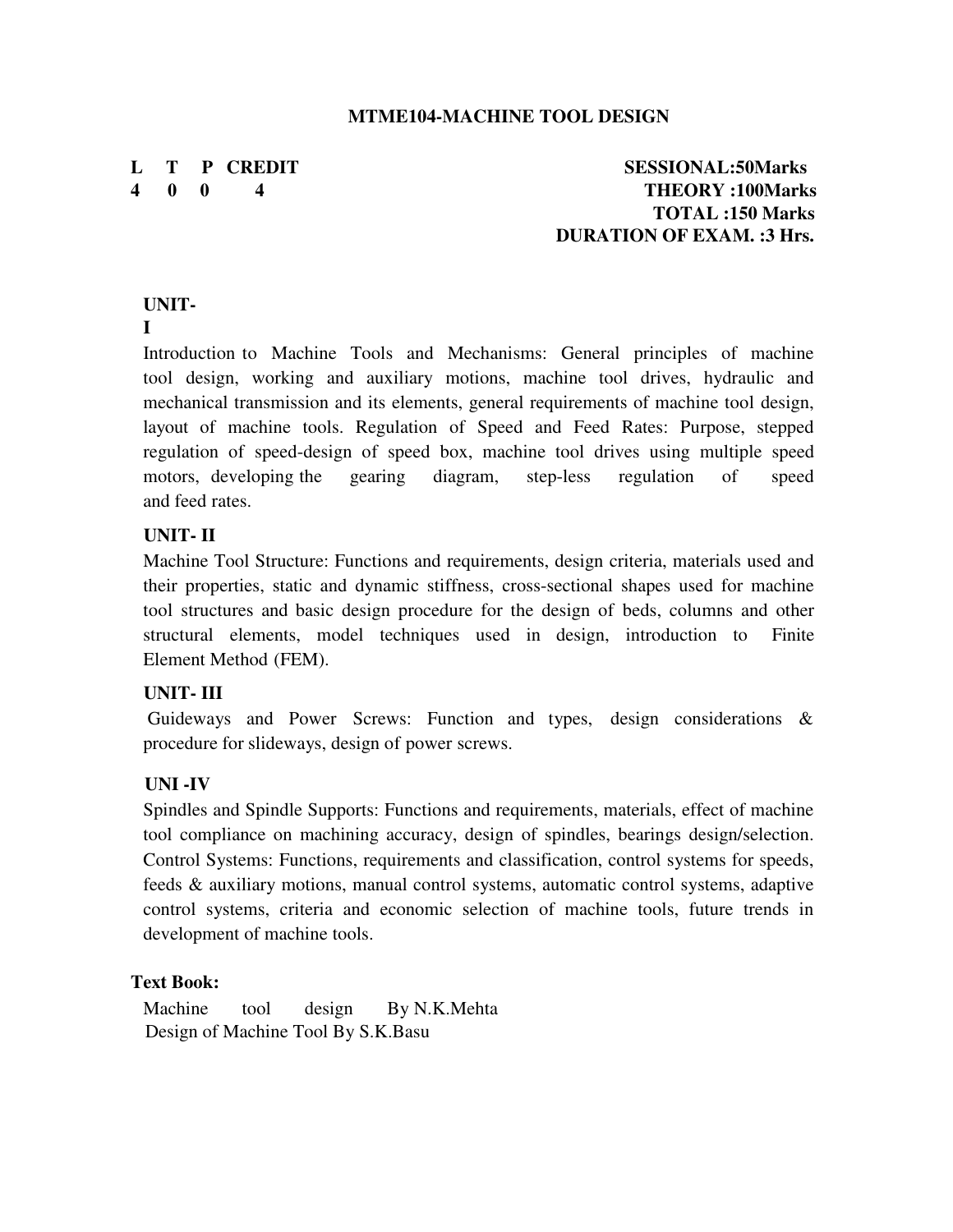# MTME104-MACHINE TOOL DESIGN

| L | T | P | CREDIT |
|---|---|---|---|
| 4 | 0 | 0 | 4 |

**SESSIONAL:50Marks**
**THEORY :100Marks**
**TOTAL :150 Marks**
**DURATION OF EXAM. :3 Hrs.**

## UNIT-I

Introduction to Machine Tools and Mechanisms: General principles of machine tool design, working and auxiliary motions, machine tool drives, hydraulic and mechanical transmission and its elements, general requirements of machine tool design, layout of machine tools. Regulation of Speed and Feed Rates: Purpose, stepped regulation of speed-design of speed box, machine tool drives using multiple speed motors, developing the gearing diagram, step-less regulation of speed and feed rates.

## UNIT- II

Machine Tool Structure: Functions and requirements, design criteria, materials used and their properties, static and dynamic stiffness, cross-sectional shapes used for machine tool structures and basic design procedure for the design of beds, columns and other structural elements, model techniques used in design, introduction to Finite Element Method (FEM).

## UNIT- III

Guideways and Power Screws: Function and types, design considerations & procedure for slideways, design of power screws.

## UNI -IV

Spindles and Spindle Supports: Functions and requirements, materials, effect of machine tool compliance on machining accuracy, design of spindles, bearings design/selection. Control Systems: Functions, requirements and classification, control systems for speeds, feeds & auxiliary motions, manual control systems, automatic control systems, adaptive control systems, criteria and economic selection of machine tools, future trends in development of machine tools.

**Text Book:**

Machine tool design By N.K.Mehta
Design of Machine Tool By S.K.Basu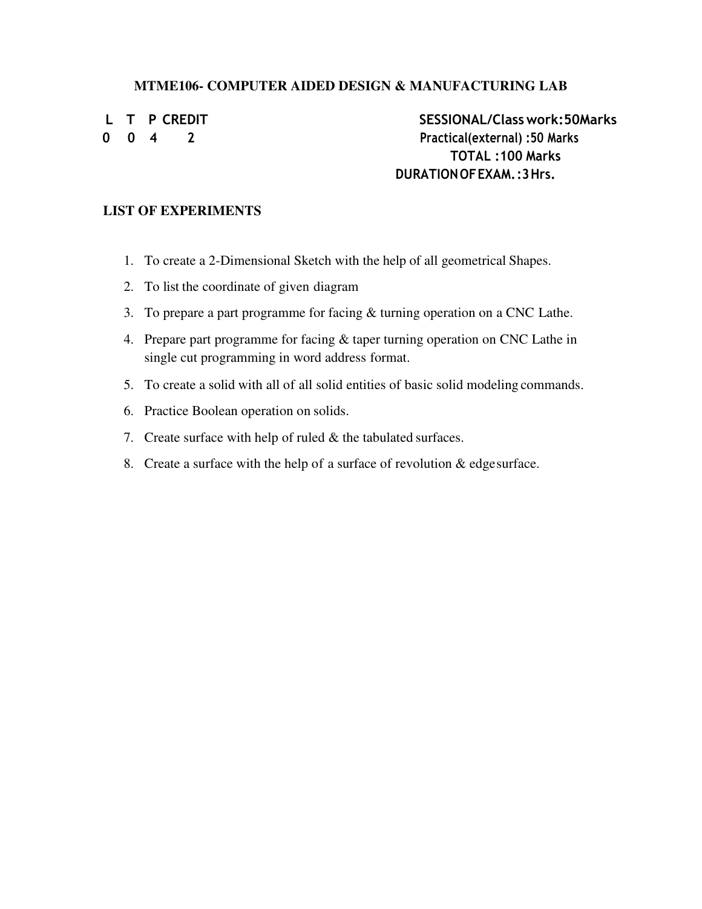### MTME106- COMPUTER AIDED DESIGN & MANUFACTURING LAB

| L | T | P | CREDIT | |
|---|---|---|---|---|
| 0 | 0 | 4 | 2 | |

SESSIONAL/Class work: 50Marks
Practical(external) : 50 Marks
TOTAL : 100 Marks
DURATION OF EXAM. : 3 Hrs.

**LIST OF EXPERIMENTS**

1. To create a 2-Dimensional Sketch with the help of all geometrical Shapes.
2. To list the coordinate of given diagram
3. To prepare a part programme for facing & turning operation on a CNC Lathe.
4. Prepare part programme for facing & taper turning operation on CNC Lathe in single cut programming in word address format.
5. To create a solid with all of all solid entities of basic solid modeling commands.
6. Practice Boolean operation on solids.
7. Create surface with help of ruled & the tabulated surfaces.
8. Create a surface with the help of a surface of revolution & edge surface.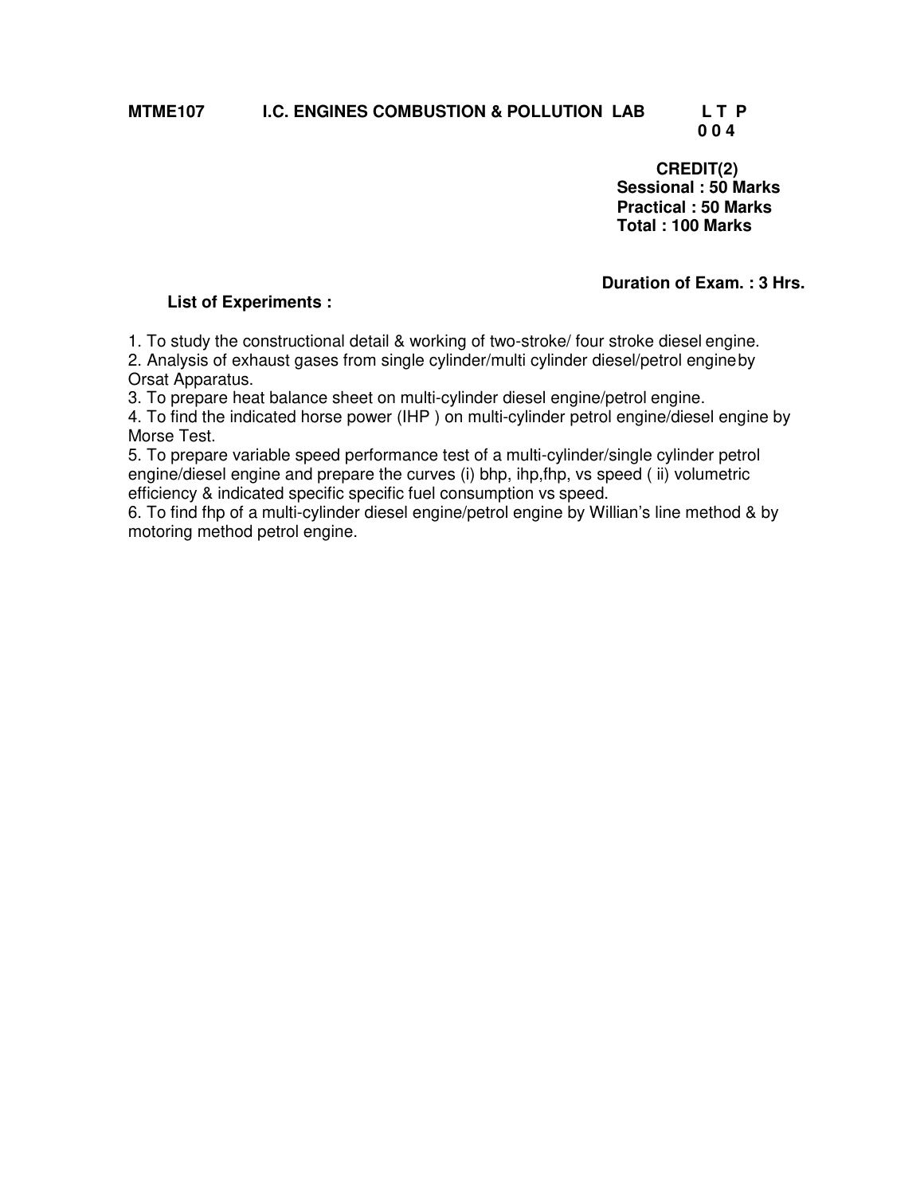**MTME107 I.C. ENGINES COMBUSTION & POLLUTION LAB**

**L T P**
**0 0 4**

**CREDIT(2)**
**Sessional : 50 Marks**
**Practical : 50 Marks**
**Total : 100 Marks**

**Duration of Exam. : 3 Hrs.**

**List of Experiments :**

1. To study the constructional detail & working of two-stroke/ four stroke diesel engine.
2. Analysis of exhaust gases from single cylinder/multi cylinder diesel/petrol engine by Orsat Apparatus.
3. To prepare heat balance sheet on multi-cylinder diesel engine/petrol engine.
4. To find the indicated horse power (IHP ) on multi-cylinder petrol engine/diesel engine by Morse Test.
5. To prepare variable speed performance test of a multi-cylinder/single cylinder petrol engine/diesel engine and prepare the curves (i) bhp, ihp,fhp, vs speed ( ii) volumetric efficiency & indicated specific specific fuel consumption vs speed.
6. To find fhp of a multi-cylinder diesel engine/petrol engine by Willian's line method & by motoring method petrol engine.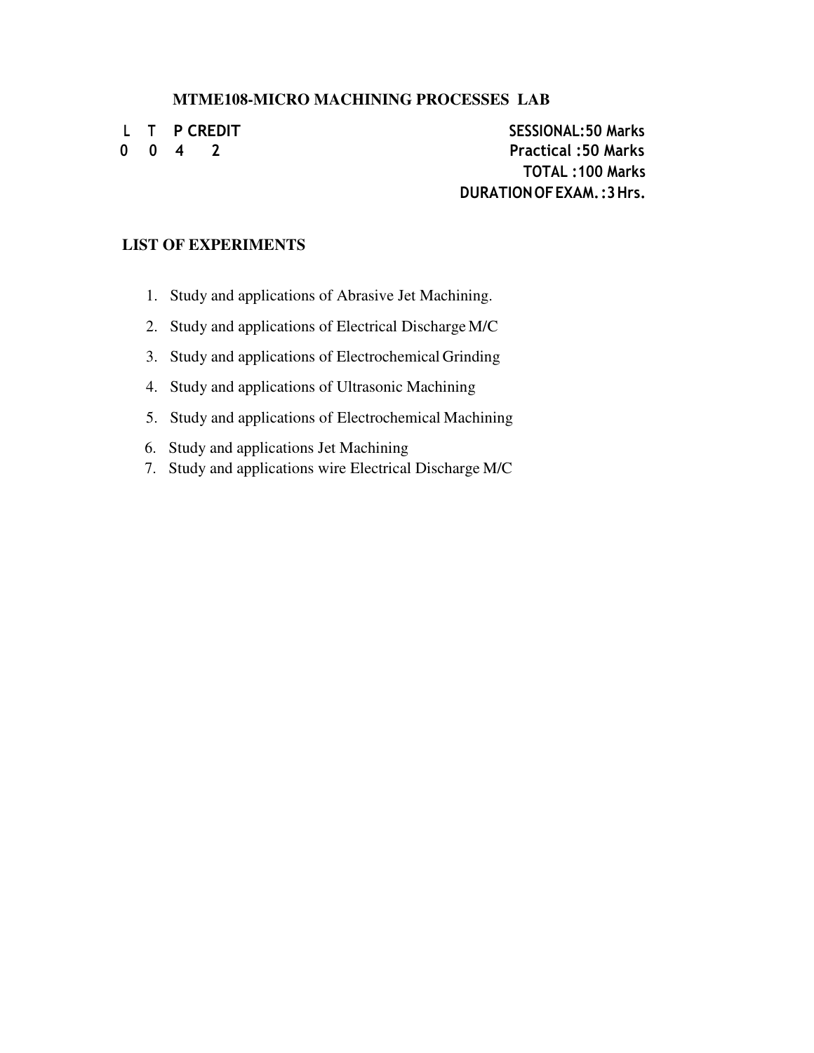## MTME108-MICRO MACHINING PROCESSES LAB

| L | T | P | CREDIT |
|---|---|---|---|
| 0 | 0 | 4 | 2 |

**SESSIONAL:50 Marks**
**Practical :50 Marks**
**TOTAL :100 Marks**
**DURATION OF EXAM.:3 Hrs.**

### LIST OF EXPERIMENTS

1. Study and applications of Abrasive Jet Machining.
2. Study and applications of Electrical Discharge M/C
3. Study and applications of Electrochemical Grinding
4. Study and applications of Ultrasonic Machining
5. Study and applications of Electrochemical Machining
6. Study and applications Jet Machining
7. Study and applications wire Electrical Discharge M/C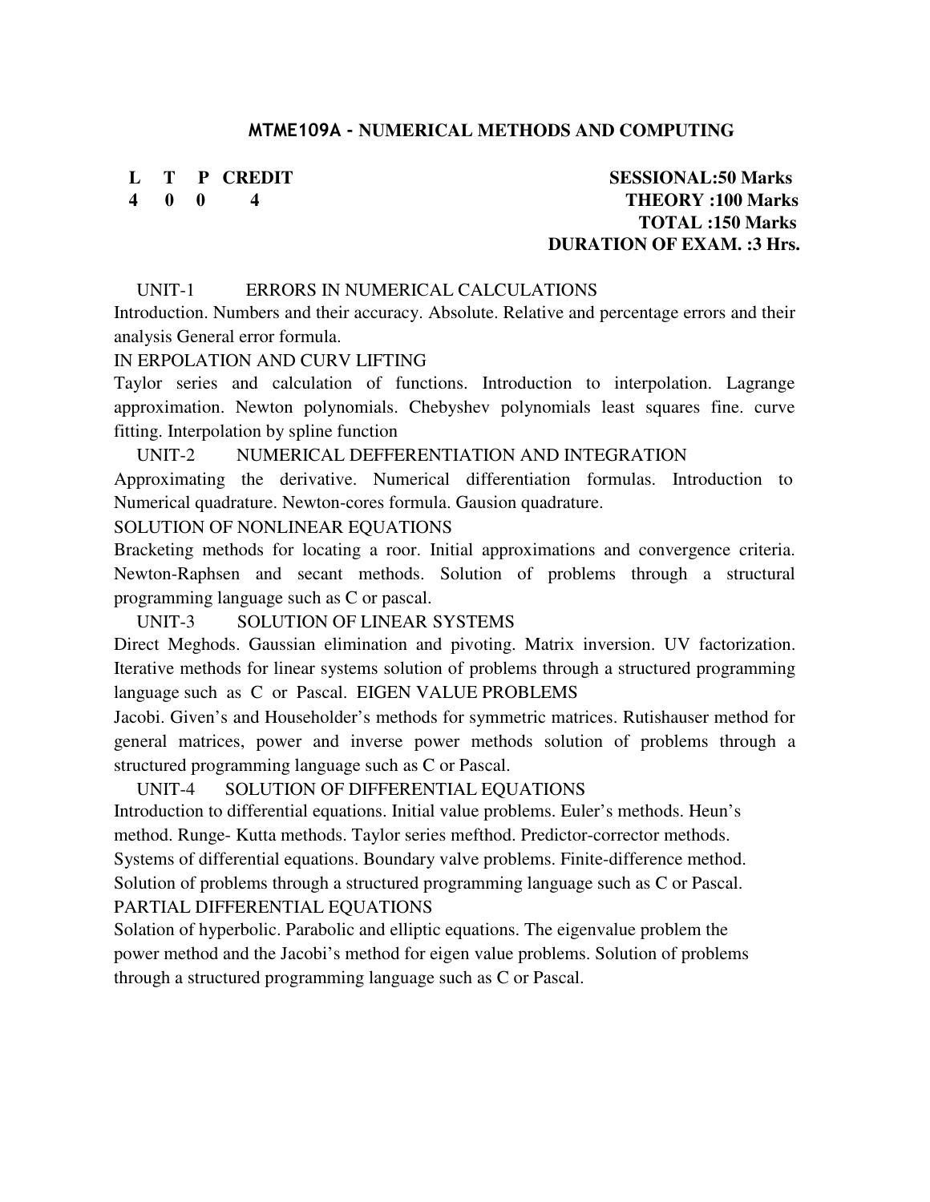## MTME109A - NUMERICAL METHODS AND COMPUTING

| L | T | P | CREDIT | |
|---|---|---|---|---|
| 4 | 0 | 0 | 4 | |

**SESSIONAL:50 Marks**
**THEORY :100 Marks**
**TOTAL :150 Marks**
**DURATION OF EXAM. :3 Hrs.**

UNIT-1 ERRORS IN NUMERICAL CALCULATIONS

Introduction. Numbers and their accuracy. Absolute. Relative and percentage errors and their analysis General error formula.

IN ERPOLATION AND CURV LIFTING

Taylor series and calculation of functions. Introduction to interpolation. Lagrange approximation. Newton polynomials. Chebyshev polynomials least squares fine. curve fitting. Interpolation by spline function

UNIT-2 NUMERICAL DEFFERENTIATION AND INTEGRATION

Approximating the derivative. Numerical differentiation formulas. Introduction to Numerical quadrature. Newton-cores formula. Gausion quadrature.

SOLUTION OF NONLINEAR EQUATIONS

Bracketing methods for locating a roor. Initial approximations and convergence criteria. Newton-Raphsen and secant methods. Solution of problems through a structural programming language such as C or pascal.

UNIT-3 SOLUTION OF LINEAR SYSTEMS

Direct Meghods. Gaussian elimination and pivoting. Matrix inversion. UV factorization. Iterative methods for linear systems solution of problems through a structured programming language such as C or Pascal. EIGEN VALUE PROBLEMS

Jacobi. Given's and Householder's methods for symmetric matrices. Rutishauser method for general matrices, power and inverse power methods solution of problems through a structured programming language such as C or Pascal.

UNIT-4 SOLUTION OF DIFFERENTIAL EQUATIONS

Introduction to differential equations. Initial value problems. Euler's methods. Heun's method. Runge- Kutta methods. Taylor series mefthod. Predictor-corrector methods. Systems of differential equations. Boundary valve problems. Finite-difference method. Solution of problems through a structured programming language such as C or Pascal.

PARTIAL DIFFERENTIAL EQUATIONS

Solation of hyperbolic. Parabolic and elliptic equations. The eigenvalue problem the power method and the Jacobi's method for eigen value problems. Solution of problems through a structured programming language such as C or Pascal.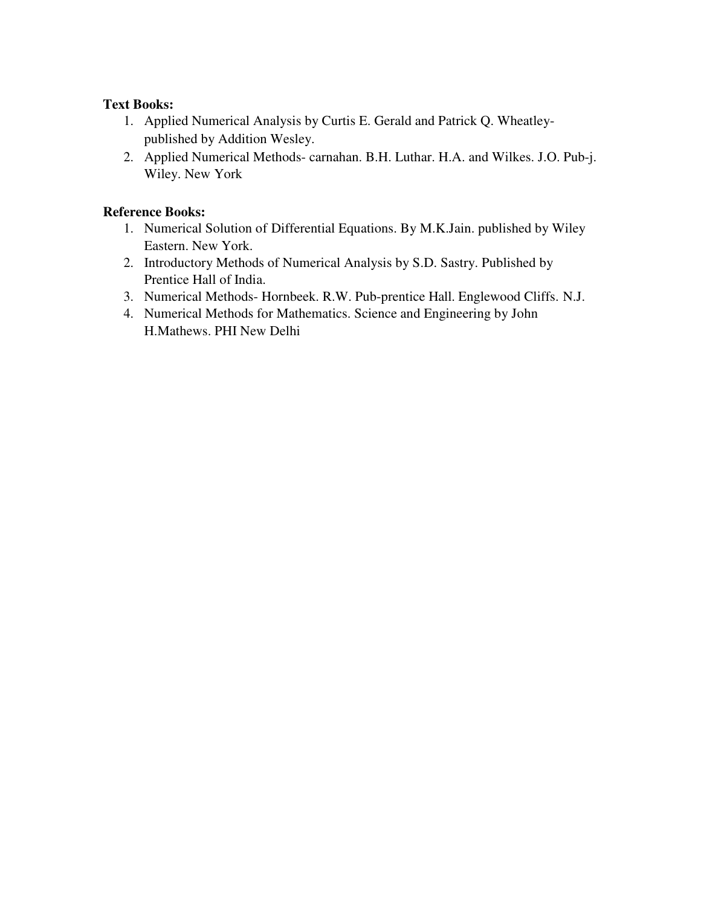**Text Books:**

1. Applied Numerical Analysis by Curtis E. Gerald and Patrick Q. Wheatley- published by Addition Wesley.
2. Applied Numerical Methods- carnahan. B.H. Luthar. H.A. and Wilkes. J.O. Pub-j. Wiley. New York

**Reference Books:**

1. Numerical Solution of Differential Equations. By M.K.Jain. published by Wiley Eastern. New York.
2. Introductory Methods of Numerical Analysis by S.D. Sastry. Published by Prentice Hall of India.
3. Numerical Methods- Hornbeek. R.W. Pub-prentice Hall. Englewood Cliffs. N.J.
4. Numerical Methods for Mathematics. Science and Engineering by John H.Mathews. PHI New Delhi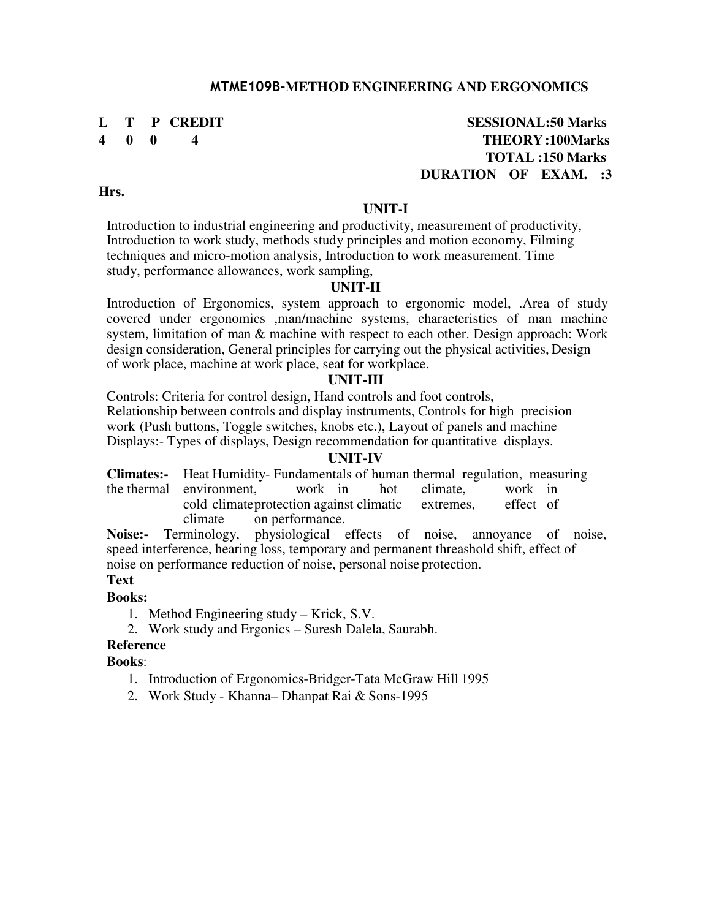## MTME109B-METHOD ENGINEERING AND ERGONOMICS

| L | T | P | CREDIT | |
|---|---|---|---|---|
| 4 | 0 | 0 | 4 | |

**SESSIONAL:50 Marks**
**THEORY :100Marks**
**TOTAL :150 Marks**
**DURATION OF EXAM. :3 Hrs.**

### UNIT-I

Introduction to industrial engineering and productivity, measurement of productivity, Introduction to work study, methods study principles and motion economy, Filming techniques and micro-motion analysis, Introduction to work measurement. Time study, performance allowances, work sampling,

### UNIT-II

Introduction of Ergonomics, system approach to ergonomic model, .Area of study covered under ergonomics ,man/machine systems, characteristics of man machine system, limitation of man & machine with respect to each other. Design approach: Work design consideration, General principles for carrying out the physical activities, Design of work place, machine at work place, seat for workplace.

### UNIT-III

Controls: Criteria for control design, Hand controls and foot controls, Relationship between controls and display instruments, Controls for high precision work (Push buttons, Toggle switches, knobs etc.), Layout of panels and machine Displays:- Types of displays, Design recommendation for quantitative displays.

### UNIT-IV

**Climates:-** Heat Humidity- Fundamentals of human thermal regulation, measuring the thermal environment, work in hot climate, work in cold climate protection against climatic extremes, effect of climate on performance.

**Noise:-** Terminology, physiological effects of noise, annoyance of noise, speed interference, hearing loss, temporary and permanent threashold shift, effect of noise on performance reduction of noise, personal noise protection.

**Text Books:**

1. Method Engineering study – Krick, S.V.
2. Work study and Ergonics – Suresh Dalela, Saurabh.

**Reference Books**:

1. Introduction of Ergonomics-Bridger-Tata McGraw Hill 1995
2. Work Study - Khanna– Dhanpat Rai & Sons-1995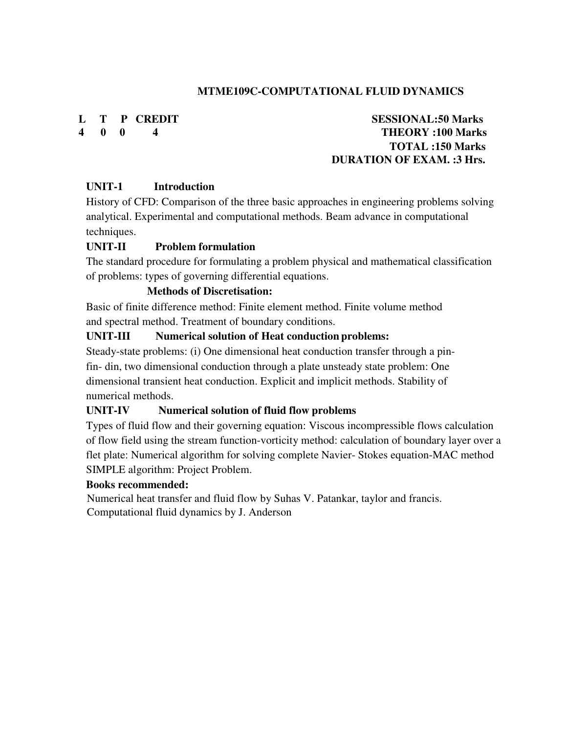## MTME109C-COMPUTATIONAL FLUID DYNAMICS

| L | T | P | CREDIT | |
|---|---|---|---|---|
| 4 | 0 | 0 | 4 | |

**SESSIONAL:50 Marks**
**THEORY :100 Marks**
**TOTAL :150 Marks**
**DURATION OF EXAM. :3 Hrs.**

### UNIT-1 Introduction

History of CFD: Comparison of the three basic approaches in engineering problems solving analytical. Experimental and computational methods. Beam advance in computational techniques.

### UNIT-II Problem formulation

The standard procedure for formulating a problem physical and mathematical classification of problems: types of governing differential equations.

**Methods of Discretisation:**

Basic of finite difference method: Finite element method. Finite volume method and spectral method. Treatment of boundary conditions.

### UNIT-III Numerical solution of Heat conduction problems:

Steady-state problems: (i) One dimensional heat conduction transfer through a pin-fin- din, two dimensional conduction through a plate unsteady state problem: One dimensional transient heat conduction. Explicit and implicit methods. Stability of numerical methods.

### UNIT-IV Numerical solution of fluid flow problems

Types of fluid flow and their governing equation: Viscous incompressible flows calculation of flow field using the stream function-vorticity method: calculation of boundary layer over a flet plate: Numerical algorithm for solving complete Navier- Stokes equation-MAC method SIMPLE algorithm: Project Problem.

**Books recommended:**

Numerical heat transfer and fluid flow by Suhas V. Patankar, taylor and francis.
Computational fluid dynamics by J. Anderson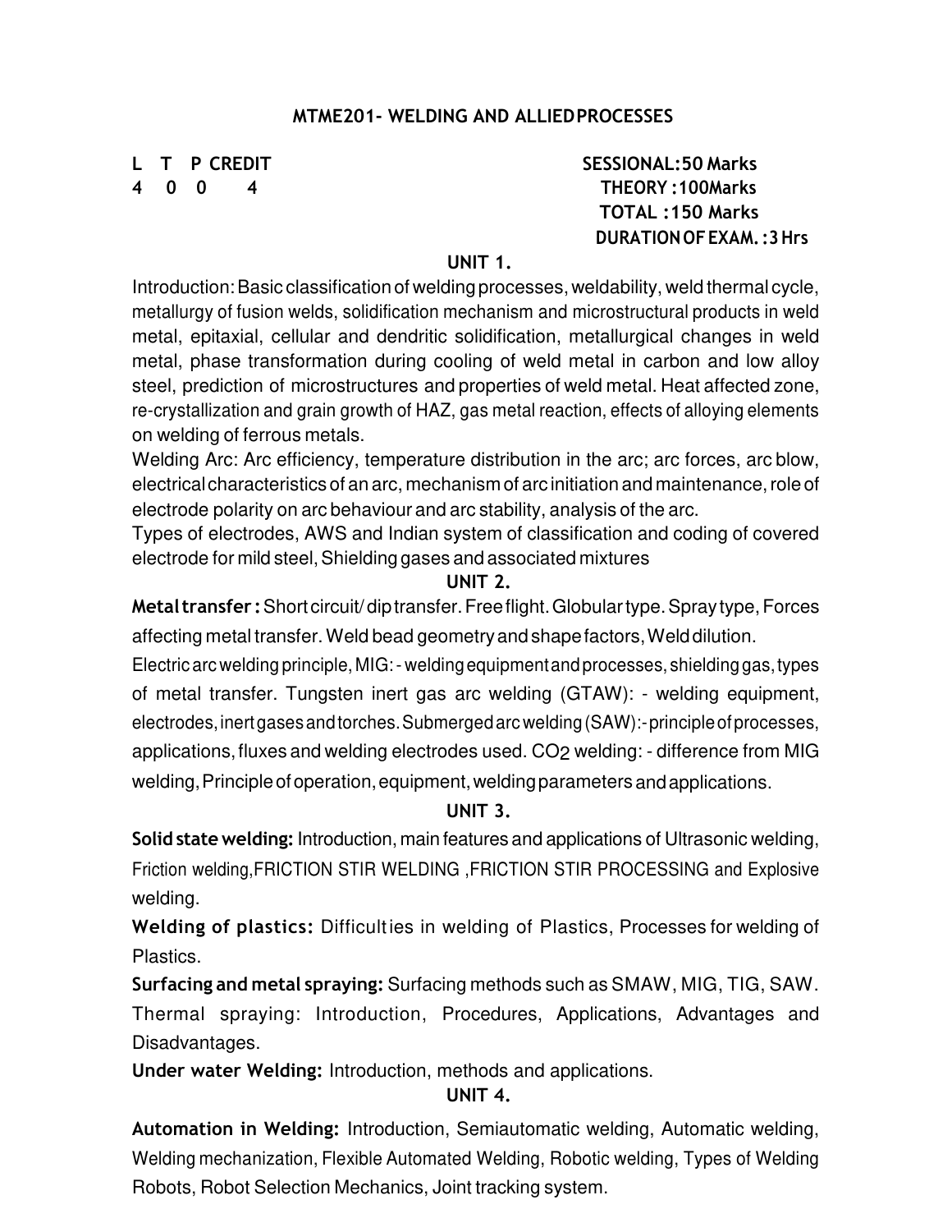## MTME201- WELDING AND ALLIED PROCESSES

| L | T | P | CREDIT |
|---|---|---|---|
| 4 | 0 | 0 | 4 |

**SESSIONAL: 50 Marks**
**THEORY : 100Marks**
**TOTAL : 150 Marks**
**DURATION OF EXAM. : 3 Hrs**

### UNIT 1.

Introduction: Basic classification of welding processes, weldability, weld thermal cycle, metallurgy of fusion welds, solidification mechanism and microstructural products in weld metal, epitaxial, cellular and dendritic solidification, metallurgical changes in weld metal, phase transformation during cooling of weld metal in carbon and low alloy steel, prediction of microstructures and properties of weld metal. Heat affected zone, re-crystallization and grain growth of HAZ, gas metal reaction, effects of alloying elements on welding of ferrous metals.

Welding Arc: Arc efficiency, temperature distribution in the arc; arc forces, arc blow, electrical characteristics of an arc, mechanism of arc initiation and maintenance, role of electrode polarity on arc behaviour and arc stability, analysis of the arc.

Types of electrodes, AWS and Indian system of classification and coding of covered electrode for mild steel, Shielding gases and associated mixtures

### UNIT 2.

**Metal transfer :** Short circuit/ dip transfer. Free flight. Globular type. Spray type, Forces affecting metal transfer. Weld bead geometry and shape factors, Weld dilution.

Electric arc welding principle, MIG: - welding equipment and processes, shielding gas, types of metal transfer. Tungsten inert gas arc welding (GTAW): - welding equipment, electrodes, inert gases and torches. Submerged arc welding (SAW):- principle of processes, applications, fluxes and welding electrodes used. $CO_2$ welding: - difference from MIG welding, Principle of operation, equipment, welding parameters and applications.

### UNIT 3.

**Solid state welding:** Introduction, main features and applications of Ultrasonic welding, Friction welding, FRICTION STIR WELDING , FRICTION STIR PROCESSING and Explosive welding.

**Welding of plastics:** Difficulties in welding of Plastics, Processes for welding of Plastics.

**Surfacing and metal spraying:** Surfacing methods such as SMAW, MIG, TIG, SAW. Thermal spraying: Introduction, Procedures, Applications, Advantages and Disadvantages.

**Under water Welding:** Introduction, methods and applications.

### UNIT 4.

**Automation in Welding:** Introduction, Semiautomatic welding, Automatic welding, Welding mechanization, Flexible Automated Welding, Robotic welding, Types of Welding Robots, Robot Selection Mechanics, Joint tracking system.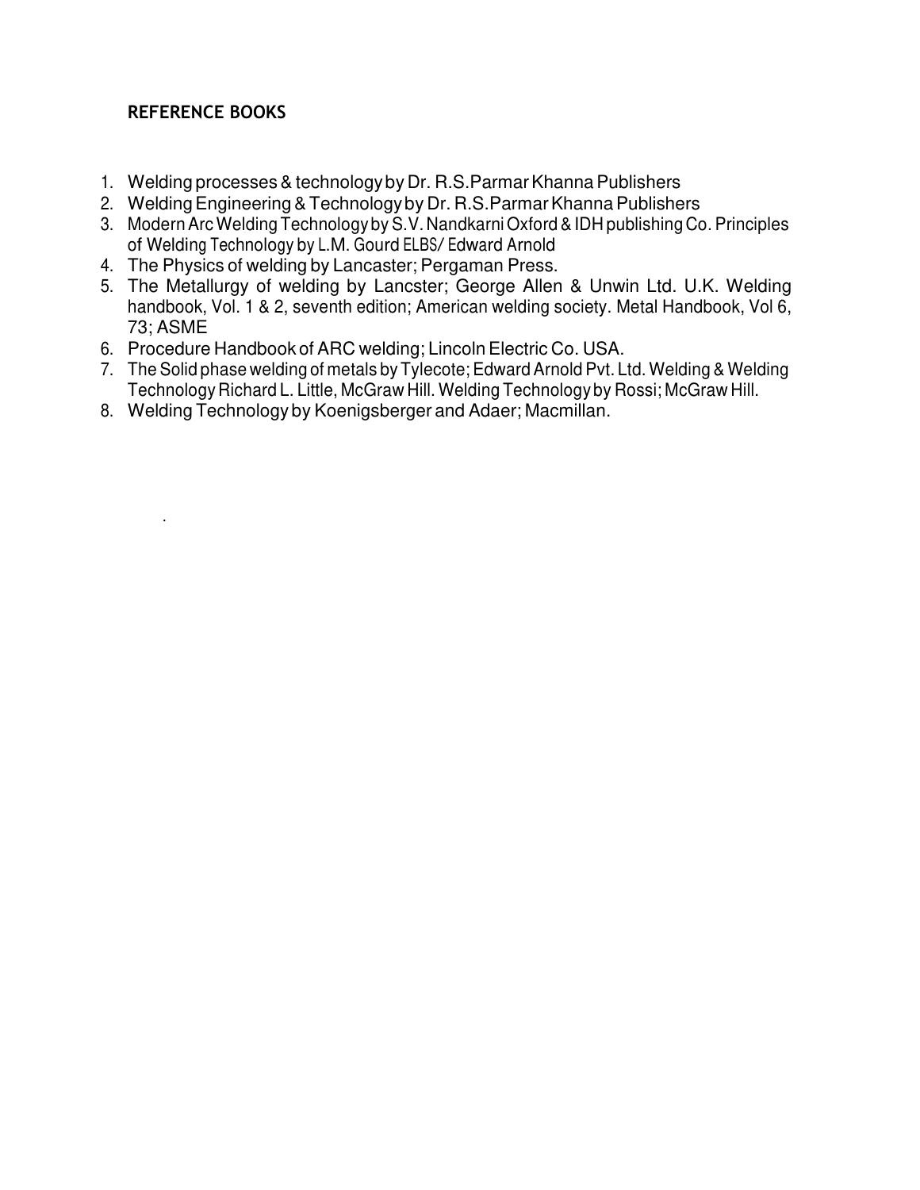## REFERENCE BOOKS

1. Welding processes & technology by Dr. R.S.Parmar Khanna Publishers
2. Welding Engineering & Technology by Dr. R.S.Parmar Khanna Publishers
3. Modern Arc Welding Technology by S.V. Nandkarni Oxford & IDH publishing Co. Principles of Welding Technology by L.M. Gourd ELBS/ Edward Arnold
4. The Physics of welding by Lancaster; Pergaman Press.
5. The Metallurgy of welding by Lancster; George Allen & Unwin Ltd. U.K. Welding handbook, Vol. 1 & 2, seventh edition; American welding society. Metal Handbook, Vol 6, 73; ASME
6. Procedure Handbook of ARC welding; Lincoln Electric Co. USA.
7. The Solid phase welding of metals by Tylecote; Edward Arnold Pvt. Ltd. Welding & Welding Technology Richard L. Little, McGraw Hill. Welding Technology by Rossi; McGraw Hill.
8. Welding Technology by Koenigsberger and Adaer; Macmillan.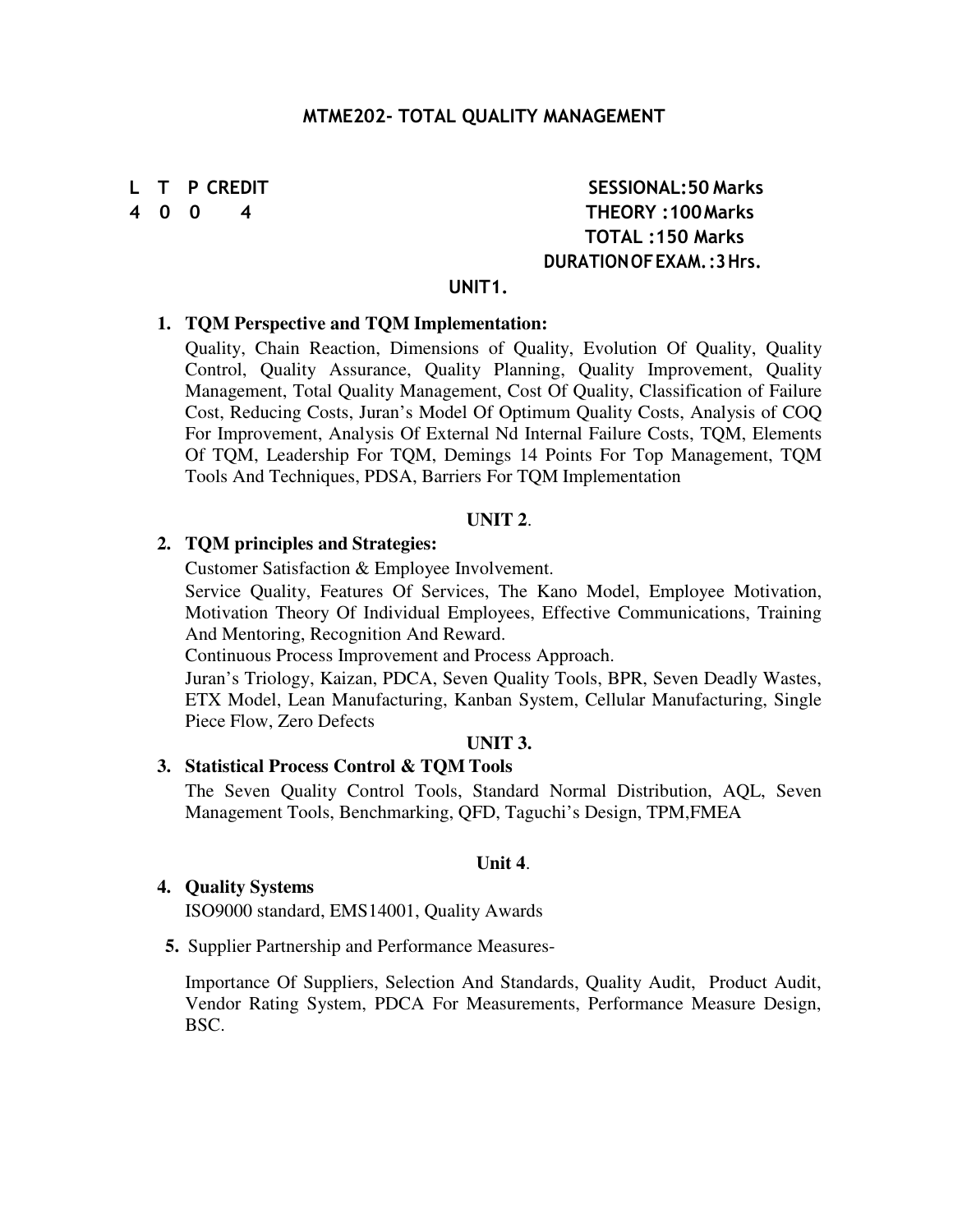## MTME202- TOTAL QUALITY MANAGEMENT

| L | T | P | CREDIT |
|---|---|---|---|
| 4 | 0 | 0 | 4 |

**SESSIONAL:50 Marks**
**THEORY :100 Marks**
**TOTAL :150 Marks**
**DURATION OF EXAM.:3 Hrs.**

### UNIT1.

1. **TQM Perspective and TQM Implementation:**

   Quality, Chain Reaction, Dimensions of Quality, Evolution Of Quality, Quality Control, Quality Assurance, Quality Planning, Quality Improvement, Quality Management, Total Quality Management, Cost Of Quality, Classification of Failure Cost, Reducing Costs, Juran's Model Of Optimum Quality Costs, Analysis of COQ For Improvement, Analysis Of External Nd Internal Failure Costs, TQM, Elements Of TQM, Leadership For TQM, Demings 14 Points For Top Management, TQM Tools And Techniques, PDSA, Barriers For TQM Implementation

### UNIT 2.

2. **TQM principles and Strategies:**

   Customer Satisfaction & Employee Involvement.

   Service Quality, Features Of Services, The Kano Model, Employee Motivation, Motivation Theory Of Individual Employees, Effective Communications, Training And Mentoring, Recognition And Reward.

   Continuous Process Improvement and Process Approach.

   Juran's Triology, Kaizan, PDCA, Seven Quality Tools, BPR, Seven Deadly Wastes, ETX Model, Lean Manufacturing, Kanban System, Cellular Manufacturing, Single Piece Flow, Zero Defects

### UNIT 3.

3. **Statistical Process Control & TQM Tools**

   The Seven Quality Control Tools, Standard Normal Distribution, AQL, Seven Management Tools, Benchmarking, QFD, Taguchi's Design, TPM,FMEA

### Unit 4.

4. **Quality Systems**

   ISO9000 standard, EMS14001, Quality Awards

5. Supplier Partnership and Performance Measures-

   Importance Of Suppliers, Selection And Standards, Quality Audit, Product Audit, Vendor Rating System, PDCA For Measurements, Performance Measure Design, BSC.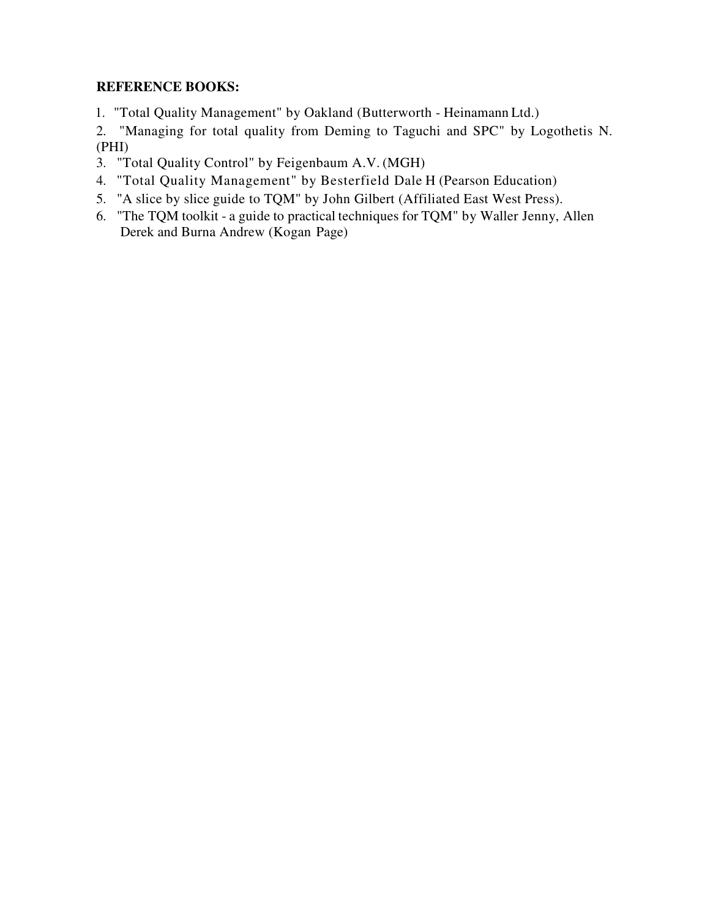**REFERENCE BOOKS:**

1. "Total Quality Management" by Oakland (Butterworth - Heinamann Ltd.)
2. "Managing for total quality from Deming to Taguchi and SPC" by Logothetis N. (PHI)
3. "Total Quality Control" by Feigenbaum A.V. (MGH)
4. "Total Quality Management" by Besterfield Dale H (Pearson Education)
5. "A slice by slice guide to TQM" by John Gilbert (Affiliated East West Press).
6. "The TQM toolkit - a guide to practical techniques for TQM" by Waller Jenny, Allen Derek and Burna Andrew (Kogan Page)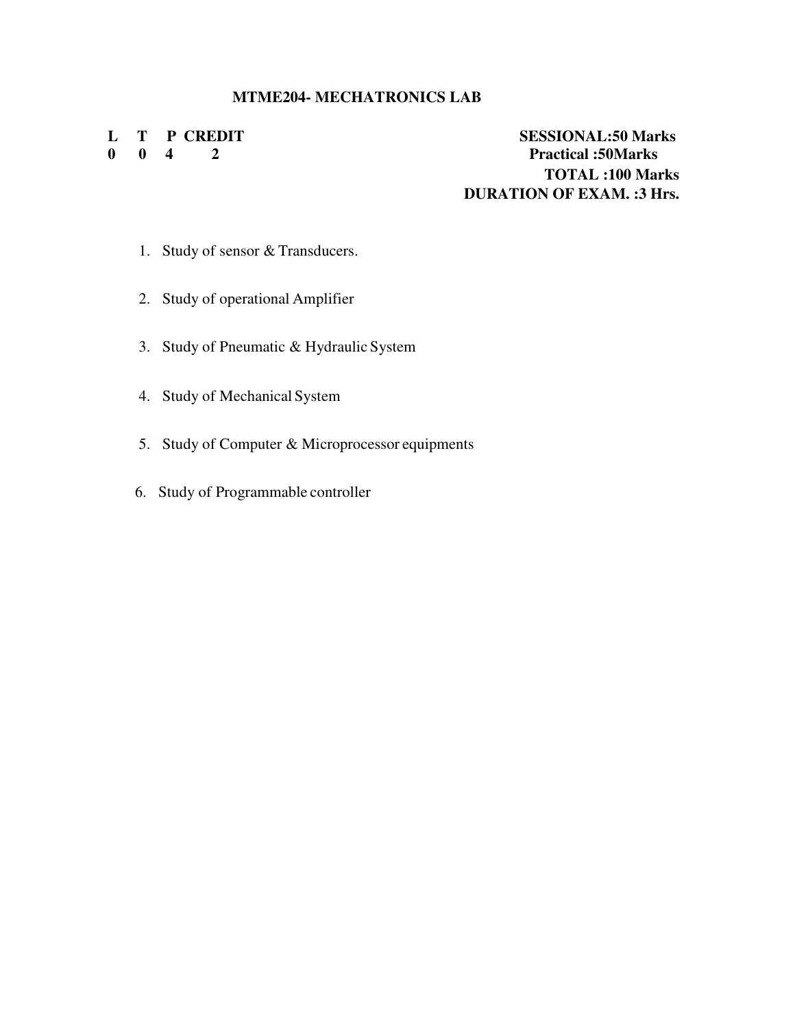## MTME204- MECHATRONICS LAB

| L | T | P | CREDIT |
|---|---|---|---|
| 0 | 0 | 4 | 2 |

**SESSIONAL:50 Marks**
**Practical :50Marks**
**TOTAL :100 Marks**
**DURATION OF EXAM. :3 Hrs.**

1. Study of sensor & Transducers.
2. Study of operational Amplifier
3. Study of Pneumatic & Hydraulic System
4. Study of Mechanical System
5. Study of Computer & Microprocessor equipments
6. Study of Programmable controller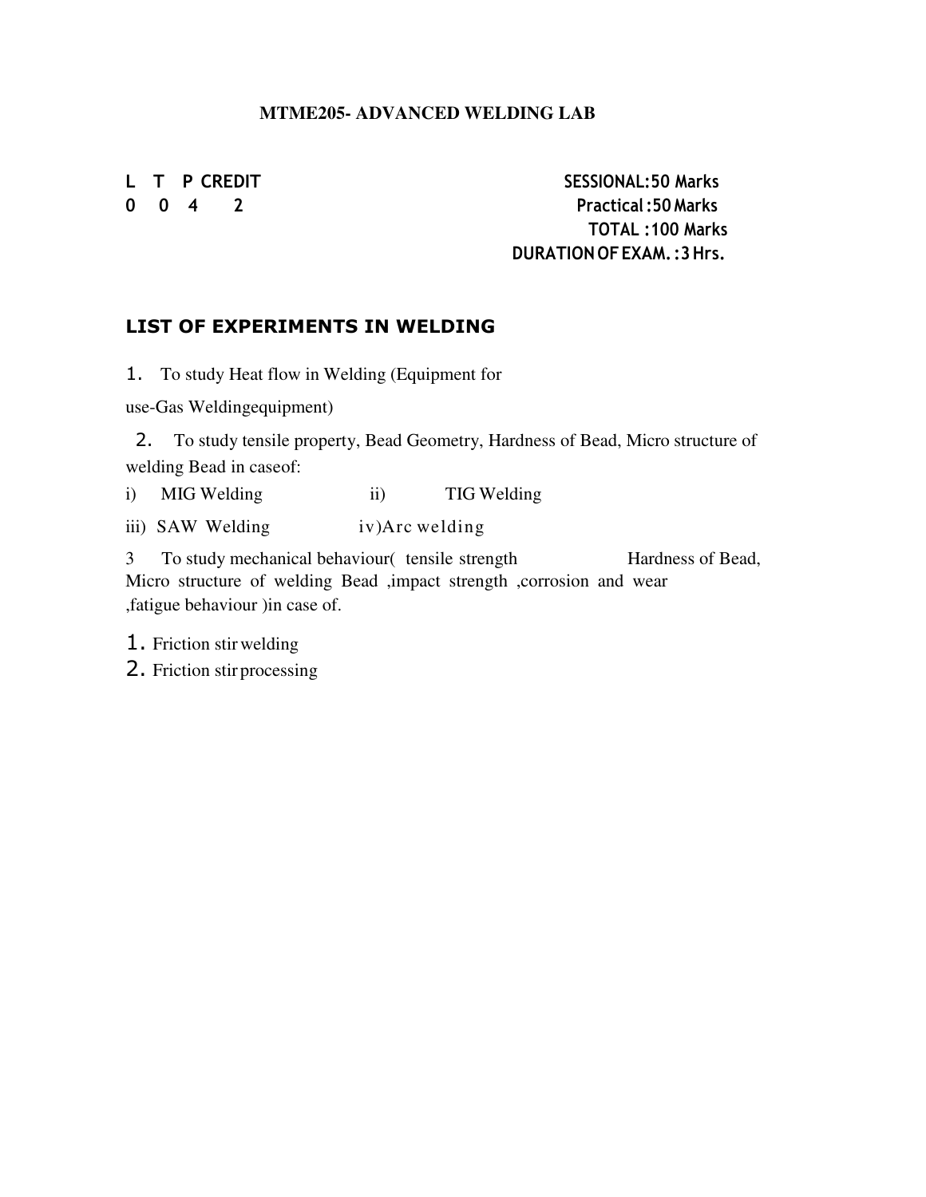# MTME205- ADVANCED WELDING LAB

| L | T | P | CREDIT |
|---|---|---|---|
| 0 | 0 | 4 | 2 |

SESSIONAL:50 Marks
Practical :50 Marks
TOTAL :100 Marks
DURATION OF EXAM. :3 Hrs.

## LIST OF EXPERIMENTS IN WELDING

1. To study Heat flow in Welding (Equipment for use-Gas Weldingequipment)

2. To study tensile property, Bead Geometry, Hardness of Bead, Micro structure of welding Bead in caseof:

i) MIG Welding    ii) TIG Welding

iii) SAW Welding    iv)Arc welding

3 To study mechanical behaviour( tensile strength Hardness of Bead, Micro structure of welding Bead ,impact strength ,corrosion and wear ,fatigue behaviour )in case of.

1. Friction stir welding
2. Friction stir processing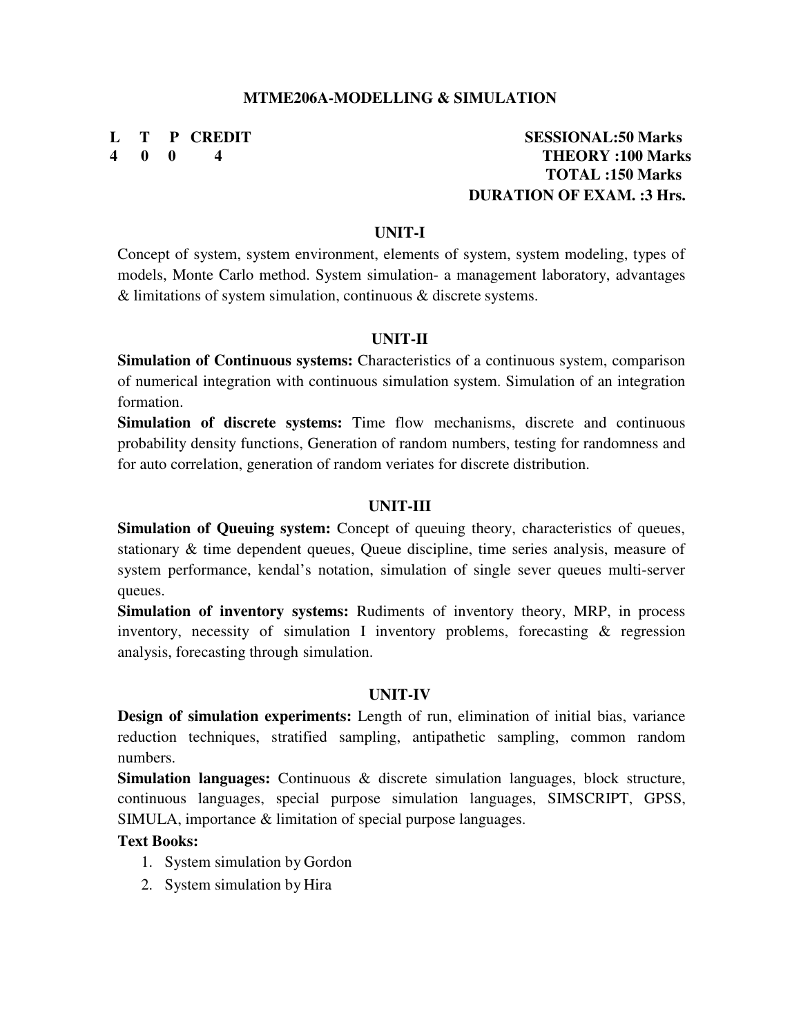## MTME206A-MODELLING & SIMULATION

| L | T | P | CREDIT |
|---|---|---|---|
| 4 | 0 | 0 | 4 |

**SESSIONAL:50 Marks**
**THEORY :100 Marks**
**TOTAL :150 Marks**
**DURATION OF EXAM. :3 Hrs.**

### UNIT-I

Concept of system, system environment, elements of system, system modeling, types of models, Monte Carlo method. System simulation- a management laboratory, advantages & limitations of system simulation, continuous & discrete systems.

### UNIT-II

**Simulation of Continuous systems:** Characteristics of a continuous system, comparison of numerical integration with continuous simulation system. Simulation of an integration formation.

**Simulation of discrete systems:** Time flow mechanisms, discrete and continuous probability density functions, Generation of random numbers, testing for randomness and for auto correlation, generation of random veriates for discrete distribution.

### UNIT-III

**Simulation of Queuing system:** Concept of queuing theory, characteristics of queues, stationary & time dependent queues, Queue discipline, time series analysis, measure of system performance, kendal's notation, simulation of single sever queues multi-server queues.

**Simulation of inventory systems:** Rudiments of inventory theory, MRP, in process inventory, necessity of simulation I inventory problems, forecasting & regression analysis, forecasting through simulation.

### UNIT-IV

**Design of simulation experiments:** Length of run, elimination of initial bias, variance reduction techniques, stratified sampling, antipathetic sampling, common random numbers.

**Simulation languages:** Continuous & discrete simulation languages, block structure, continuous languages, special purpose simulation languages, SIMSCRIPT, GPSS, SIMULA, importance & limitation of special purpose languages.

**Text Books:**

1. System simulation by Gordon
2. System simulation by Hira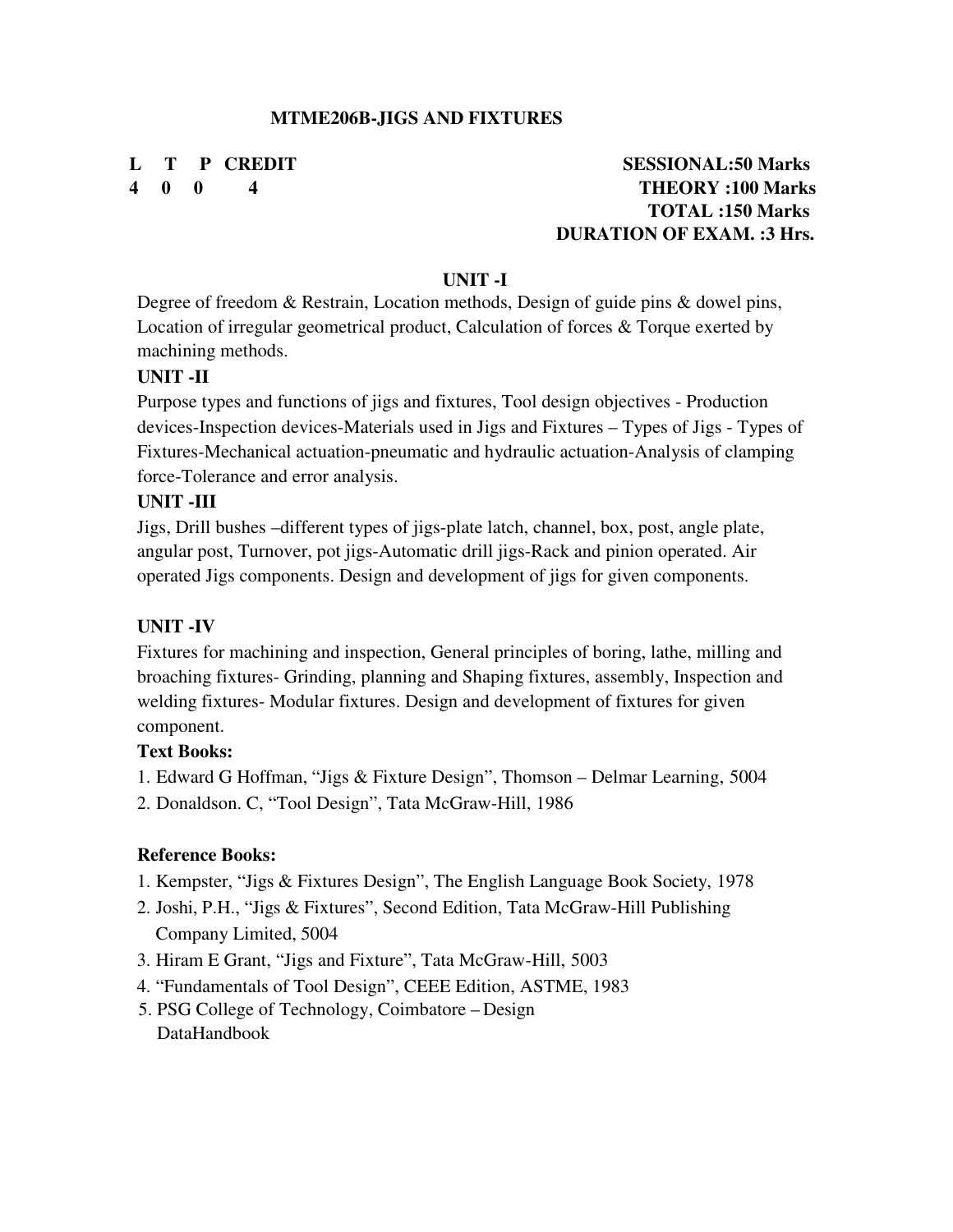## MTME206B-JIGS AND FIXTURES

| L | T | P | CREDIT | |
|---|---|---|---|---|
| 4 | 0 | 0 | 4 | |

**SESSIONAL:50 Marks**
**THEORY :100 Marks**
**TOTAL :150 Marks**
**DURATION OF EXAM. :3 Hrs.**

### UNIT -I

Degree of freedom & Restrain, Location methods, Design of guide pins & dowel pins, Location of irregular geometrical product, Calculation of forces & Torque exerted by machining methods.

### UNIT -II

Purpose types and functions of jigs and fixtures, Tool design objectives - Production devices-Inspection devices-Materials used in Jigs and Fixtures – Types of Jigs - Types of Fixtures-Mechanical actuation-pneumatic and hydraulic actuation-Analysis of clamping force-Tolerance and error analysis.

### UNIT -III

Jigs, Drill bushes –different types of jigs-plate latch, channel, box, post, angle plate, angular post, Turnover, pot jigs-Automatic drill jigs-Rack and pinion operated. Air operated Jigs components. Design and development of jigs for given components.

### UNIT -IV

Fixtures for machining and inspection, General principles of boring, lathe, milling and broaching fixtures- Grinding, planning and Shaping fixtures, assembly, Inspection and welding fixtures- Modular fixtures. Design and development of fixtures for given component.

**Text Books:**

1. Edward G Hoffman, "Jigs & Fixture Design", Thomson – Delmar Learning, 5004
2. Donaldson. C, "Tool Design", Tata McGraw-Hill, 1986

**Reference Books:**

1. Kempster, "Jigs & Fixtures Design", The English Language Book Society, 1978
2. Joshi, P.H., "Jigs & Fixtures", Second Edition, Tata McGraw-Hill Publishing Company Limited, 5004
3. Hiram E Grant, "Jigs and Fixture", Tata McGraw-Hill, 5003
4. "Fundamentals of Tool Design", CEEE Edition, ASTME, 1983
5. PSG College of Technology, Coimbatore – Design DataHandbook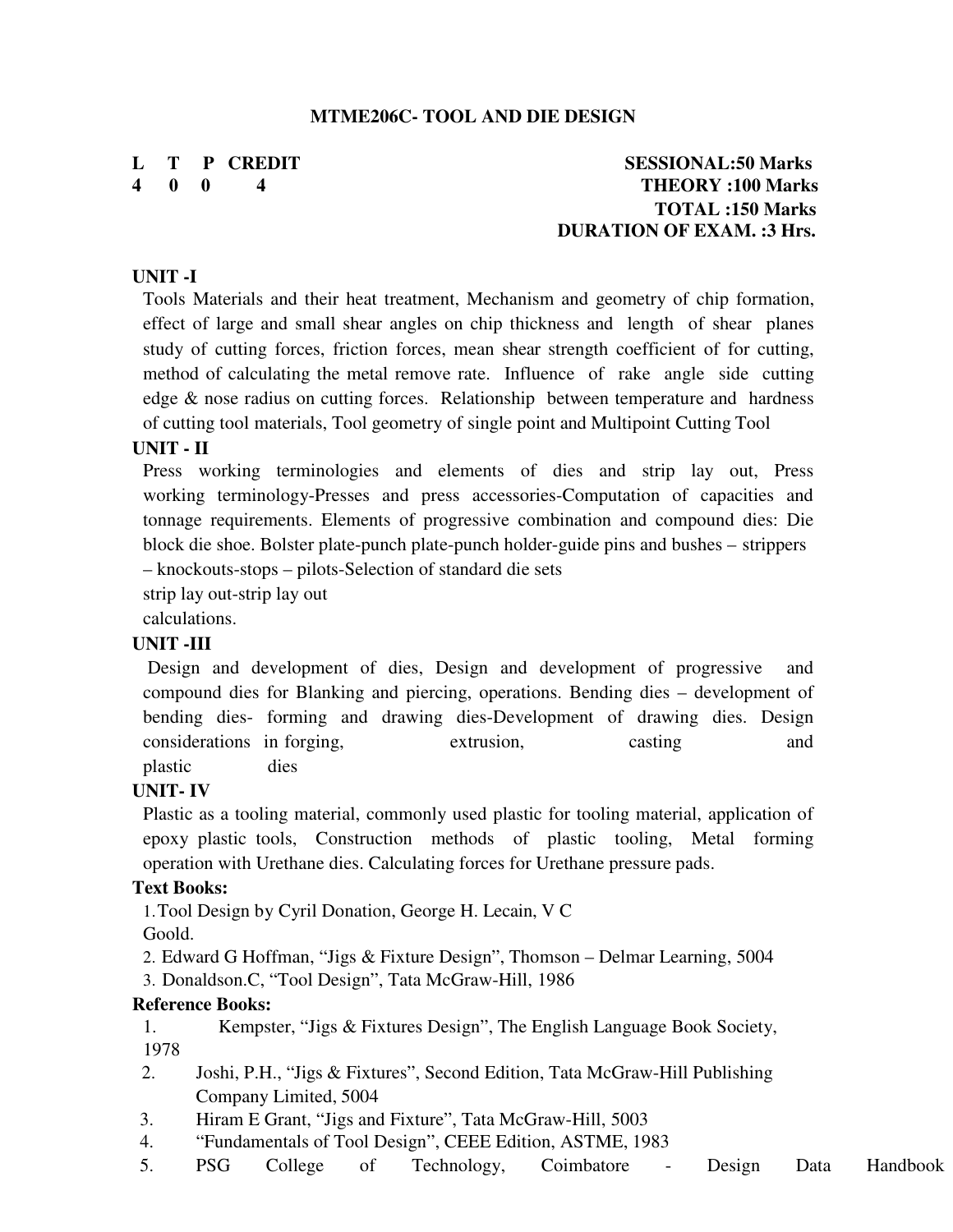# MTME206C- TOOL AND DIE DESIGN

| L | T | P | CREDIT | |
|---|---|---|---|---|
| 4 | 0 | 0 | 4 | |

**SESSIONAL:50 Marks**
**THEORY :100 Marks**
**TOTAL :150 Marks**
**DURATION OF EXAM. :3 Hrs.**

**UNIT -I**

Tools Materials and their heat treatment, Mechanism and geometry of chip formation, effect of large and small shear angles on chip thickness and length of shear planes study of cutting forces, friction forces, mean shear strength coefficient of for cutting, method of calculating the metal remove rate. Influence of rake angle side cutting edge & nose radius on cutting forces. Relationship between temperature and hardness of cutting tool materials, Tool geometry of single point and Multipoint Cutting Tool

**UNIT - II**

Press working terminologies and elements of dies and strip lay out, Press working terminology-Presses and press accessories-Computation of capacities and tonnage requirements. Elements of progressive combination and compound dies: Die block die shoe. Bolster plate-punch plate-punch holder-guide pins and bushes – strippers – knockouts-stops – pilots-Selection of standard die sets strip lay out-strip lay out calculations.

**UNIT -III**

Design and development of dies, Design and development of progressive and compound dies for Blanking and piercing, operations. Bending dies – development of bending dies- forming and drawing dies-Development of drawing dies. Design considerations in forging, extrusion, casting and plastic dies

**UNIT- IV**

Plastic as a tooling material, commonly used plastic for tooling material, application of epoxy plastic tools, Construction methods of plastic tooling, Metal forming operation with Urethane dies. Calculating forces for Urethane pressure pads.

**Text Books:**

1. Tool Design by Cyril Donation, George H. Lecain, V C Goold.
2. Edward G Hoffman, "Jigs & Fixture Design", Thomson – Delmar Learning, 5004
3. Donaldson.C, "Tool Design", Tata McGraw-Hill, 1986

**Reference Books:**

1. Kempster, "Jigs & Fixtures Design", The English Language Book Society, 1978
2. Joshi, P.H., "Jigs & Fixtures", Second Edition, Tata McGraw-Hill Publishing Company Limited, 5004
3. Hiram E Grant, "Jigs and Fixture", Tata McGraw-Hill, 5003
4. "Fundamentals of Tool Design", CEEE Edition, ASTME, 1983
5. PSG College of Technology, Coimbatore - Design Data Handbook